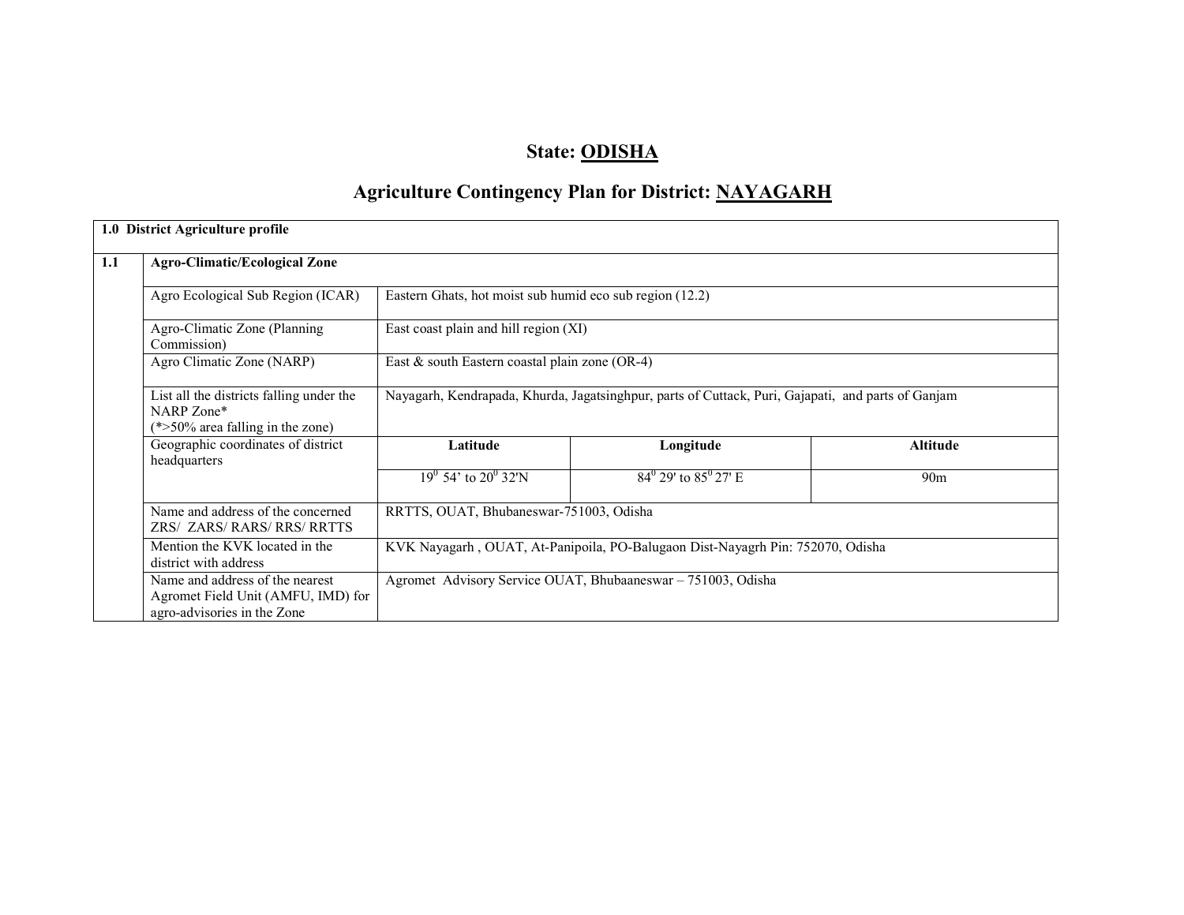# State: ODISHA

## Agriculture Contingency Plan for District: NAYAGARH

| 1.0 District Agriculture profile | | | | |
|---|---|---|---|---|
| **1.1** | **Agro-Climatic/Ecological Zone** | | | |
| | Agro Ecological Sub Region (ICAR) | Eastern Ghats, hot moist sub humid eco sub region (12.2) | | |
| | Agro-Climatic Zone (Planning Commission) | East coast plain and hill region (XI) | | |
| | Agro Climatic Zone (NARP) | East & south Eastern coastal plain zone (OR-4) | | |
| | List all the districts falling under the NARP Zone* (*>50% area falling in the zone) | Nayagarh, Kendrapada, Khurda, Jagatsinghpur, parts of Cuttack, Puri, Gajapati, and parts of Ganjam | | |
| | Geographic coordinates of district headquarters | **Latitude** | **Longitude** | **Altitude** |
| | | $19^0$ 54' to $20^0$ 32'N | $84^0$ 29' to $85^0$ 27' E | 90m |
| | Name and address of the concerned ZRS/ ZARS/ RARS/ RRS/ RRTTS | RRTTS, OUAT, Bhubaneswar-751003, Odisha | | |
| | Mention the KVK located in the district with address | KVK Nayagarh , OUAT, At-Panipoila, PO-Balugaon Dist-Nayagrh Pin: 752070, Odisha | | |
| | Name and address of the nearest Agromet Field Unit (AMFU, IMD) for agro-advisories in the Zone | Agromet Advisory Service OUAT, Bhubaaneswar – 751003, Odisha | | |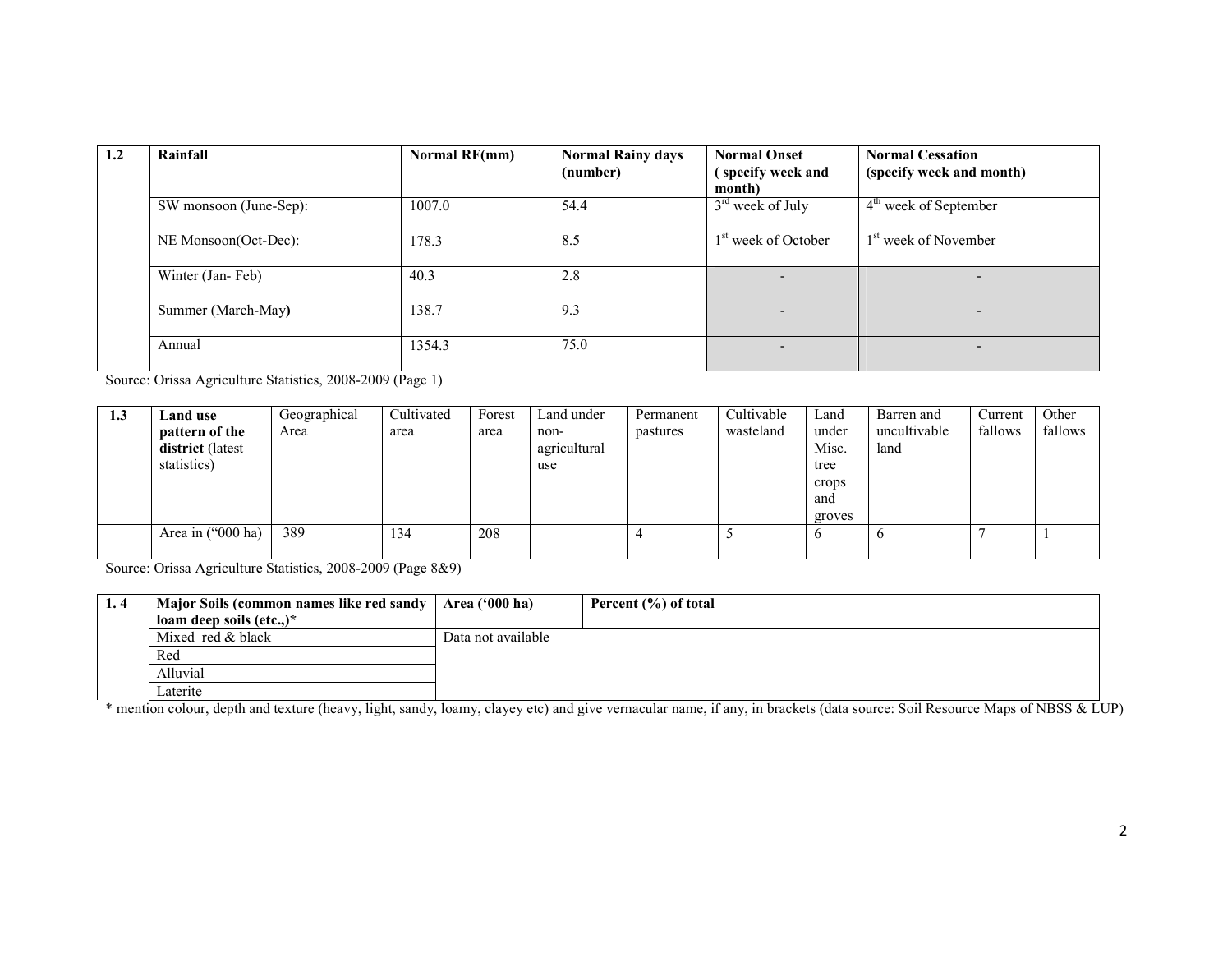| 1.2 | Rainfall | Normal RF(mm) | Normal Rainy days (number) | Normal Onset ( specify week and month) | Normal Cessation (specify week and month) |
|---|---|---|---|---|---|
| | SW monsoon (June-Sep): | 1007.0 | 54.4 | 3rd week of July | 4th week of September |
| | NE Monsoon(Oct-Dec): | 178.3 | 8.5 | 1st week of October | 1st week of November |
| | Winter (Jan- Feb) | 40.3 | 2.8 | - | - |
| | Summer (March-May) | 138.7 | 9.3 | - | - |
| | Annual | 1354.3 | 75.0 | - | - |

Source: Orissa Agriculture Statistics, 2008-2009 (Page 1)

| 1.3 | **Land use pattern of the district** (latest statistics) | Geographical Area | Cultivated area | Forest area | Land under non-agricultural use | Permanent pastures | Cultivable wasteland | Land under Misc. tree crops and groves | Barren and uncultivable land | Current fallows | Other fallows |
|---|---|---|---|---|---|---|---|---|---|---|---|
| | Area in ("000 ha) | 389 | 134 | 208 | | 4 | 5 | 6 | 6 | 7 | 1 |

Source: Orissa Agriculture Statistics, 2008-2009 (Page 8&9)

| 1. 4 | Major Soils (common names like red sandy loam deep soils (etc.,)* | Area ('000 ha) | Percent (%) of total |
|---|---|---|---|
| | Mixed red & black | Data not available | |
| | Red | | |
| | Alluvial | | |
| | Laterite | | |

* mention colour, depth and texture (heavy, light, sandy, loamy, clayey etc) and give vernacular name, if any, in brackets (data source: Soil Resource Maps of NBSS & LUP)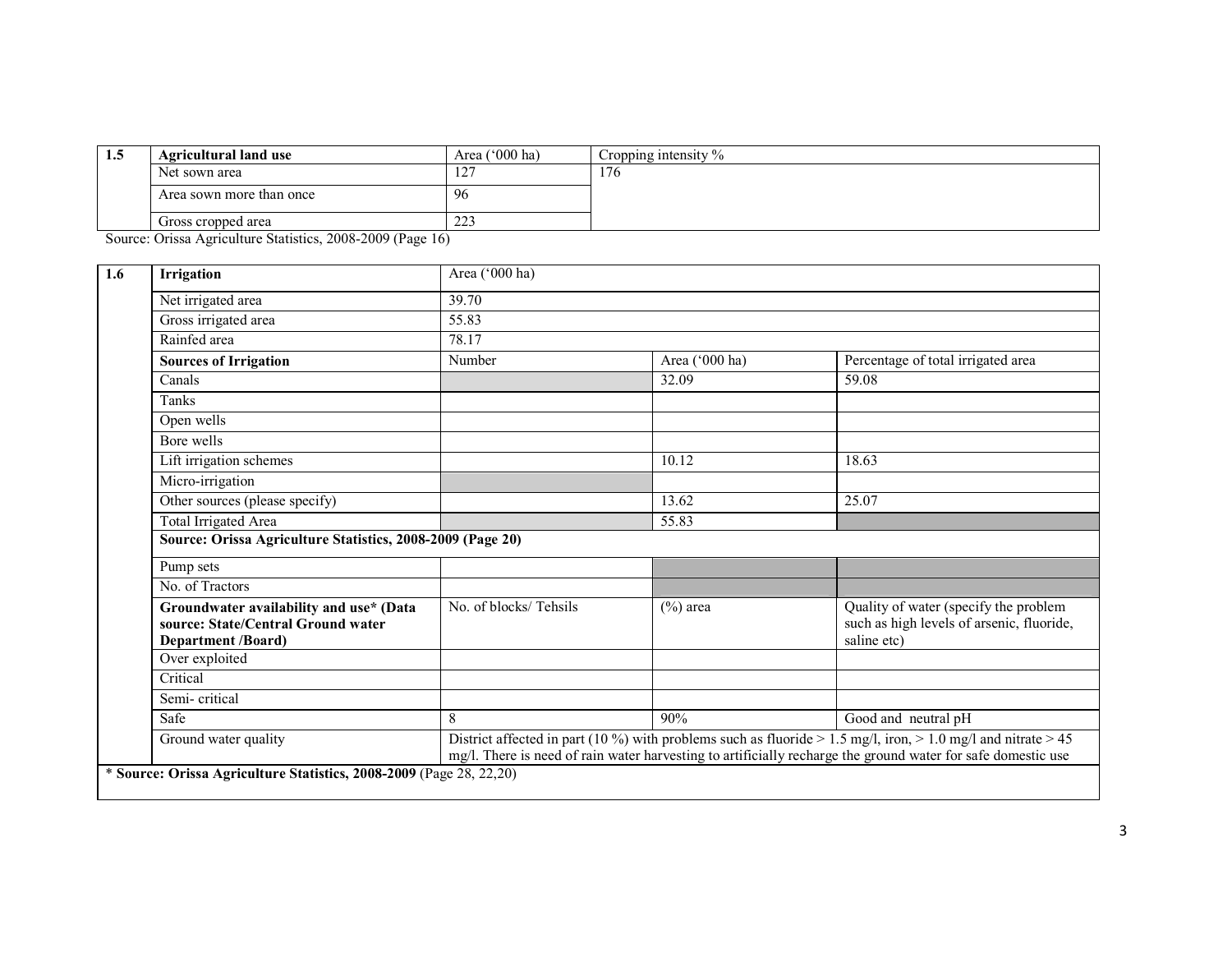| 1.5 | Agricultural land use | Area ('000 ha) | Cropping intensity % |
|---|---|---|---|
| | Net sown area | 127 | 176 |
| | Area sown more than once | 96 | |
| | Gross cropped area | 223 | |

Source: Orissa Agriculture Statistics, 2008-2009 (Page 16)

| 1.6 | **Irrigation** | Area ('000 ha) | | |
|---|---|---|---|---|
| | Net irrigated area | 39.70 | | |
| | Gross irrigated area | 55.83 | | |
| | Rainfed area | 78.17 | | |
| | **Sources of Irrigation** | Number | Area ('000 ha) | Percentage of total irrigated area |
| | Canals | | 32.09 | 59.08 |
| | Tanks | | | |
| | Open wells | | | |
| | Bore wells | | | |
| | Lift irrigation schemes | | 10.12 | 18.63 |
| | Micro-irrigation | | | |
| | Other sources (please specify) | | 13.62 | 25.07 |
| | Total Irrigated Area | | 55.83 | |
| | **Source: Orissa Agriculture Statistics, 2008-2009 (Page 20)** | | | |
| | Pump sets | | | |
| | No. of Tractors | | | |
| | **Groundwater availability and use* (Data source: State/Central Ground water Department /Board)** | No. of blocks/ Tehsils | (%) area | Quality of water (specify the problem such as high levels of arsenic, fluoride, saline etc) |
| | Over exploited | | | |
| | Critical | | | |
| | Semi- critical | | | |
| | Safe | 8 | 90% | Good and neutral pH |
| | Ground water quality | District affected in part (10 %) with problems such as fluoride > 1.5 mg/l, iron, > 1.0 mg/l and nitrate > 45 mg/l. There is need of rain water harvesting to artificially recharge the ground water for safe domestic use | | |

* **Source: Orissa Agriculture Statistics, 2008-2009** (Page 28, 22,20)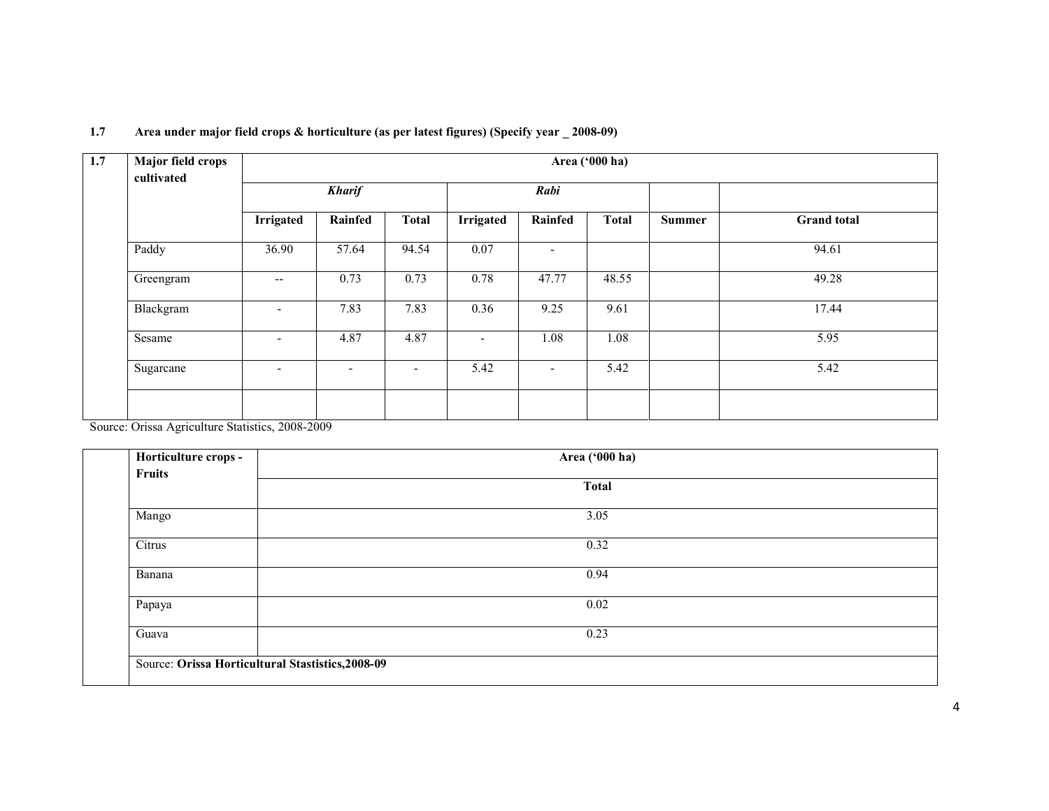**1.7 Area under major field crops & horticulture (as per latest figures) (Specify year _ 2008-09)**

| 1.7 | Major field crops cultivated | Area ('000 ha) | | | | | | | |
|---|---|---|---|---|---|---|---|---|---|
| | | *Kharif* | | | *Rabi* | | | | |
| | | Irrigated | Rainfed | Total | Irrigated | Rainfed | Total | Summer | Grand total |
| | Paddy | 36.90 | 57.64 | 94.54 | 0.07 | - | | | 94.61 |
| | Greengram | -- | 0.73 | 0.73 | 0.78 | 47.77 | 48.55 | | 49.28 |
| | Blackgram | - | 7.83 | 7.83 | 0.36 | 9.25 | 9.61 | | 17.44 |
| | Sesame | - | 4.87 | 4.87 | - | 1.08 | 1.08 | | 5.95 |
| | Sugarcane | - | - | - | 5.42 | - | 5.42 | | 5.42 |
| | | | | | | | | | |

Source: Orissa Agriculture Statistics, 2008-2009

| | Horticulture crops - Fruits | Area ('000 ha) |
|---|---|---|
| | | Total |
| | Mango | 3.05 |
| | Citrus | 0.32 |
| | Banana | 0.94 |
| | Papaya | 0.02 |
| | Guava | 0.23 |
| | Source: **Orissa Horticultural Stastistics,2008-09** | |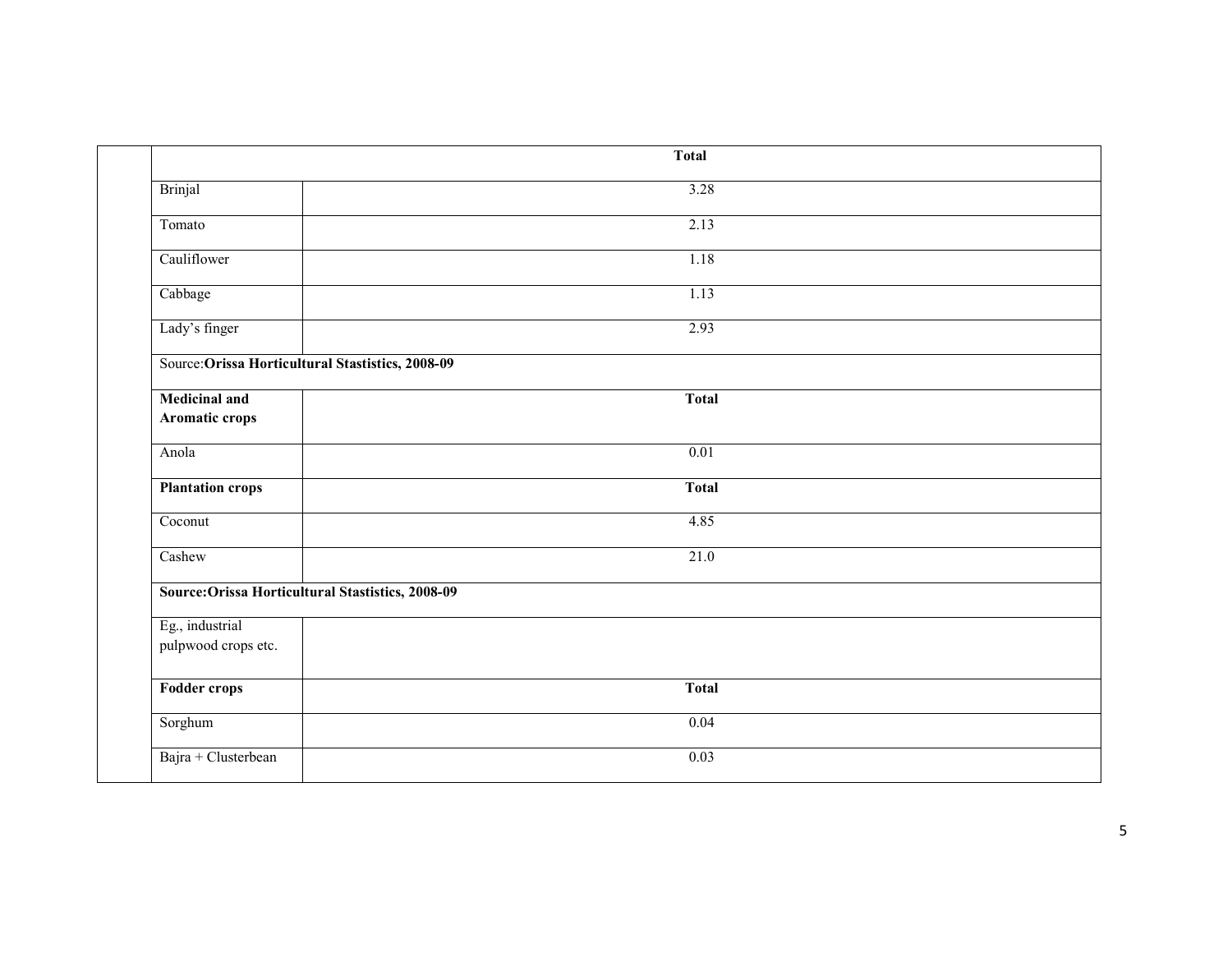| | | Total |
|---|---|---|
| | Brinjal | 3.28 |
| | Tomato | 2.13 |
| | Cauliflower | 1.18 |
| | Cabbage | 1.13 |
| | Lady's finger | 2.93 |
| | Source:**Orissa Horticultural Stastistics, 2008-09** | |
| | **Medicinal and Aromatic crops** | **Total** |
| | Anola | 0.01 |
| | **Plantation crops** | **Total** |
| | Coconut | 4.85 |
| | Cashew | 21.0 |
| | **Source:Orissa Horticultural Stastistics, 2008-09** | |
| | Eg., industrial pulpwood crops etc. | |
| | **Fodder crops** | **Total** |
| | Sorghum | 0.04 |
| | Bajra + Clusterbean | 0.03 |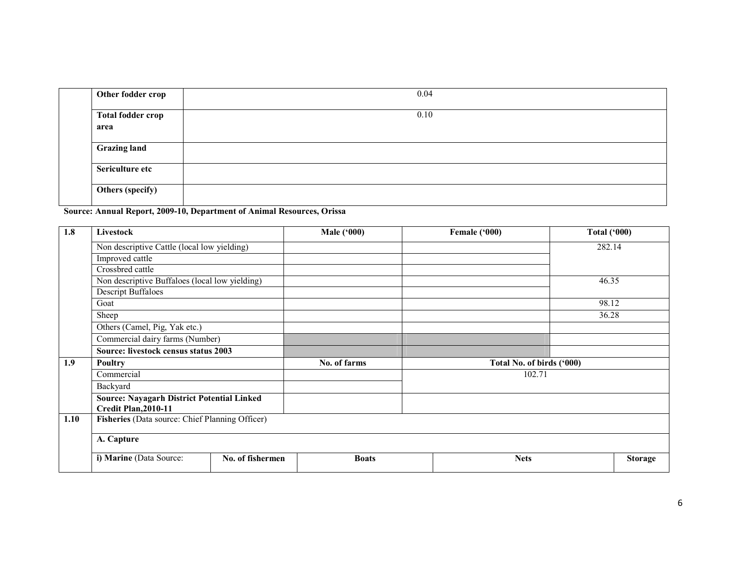| | | |
|---|---|---|
| | **Other fodder crop** | 0.04 |
| | **Total fodder crop area** | 0.10 |
| | **Grazing land** | |
| | **Sericulture etc** | |
| | **Others (specify)** | |

**Source: Annual Report, 2009-10, Department of Animal Resources, Orissa**

| 1.8 | Livestock | Male ('000) | Female ('000) | Total ('000) |
|---|---|---|---|---|
| | Non descriptive Cattle (local low yielding) | | | 282.14 |
| | Improved cattle | | | |
| | Crossbred cattle | | | |
| | Non descriptive Buffaloes (local low yielding) | | | 46.35 |
| | Descript Buffaloes | | | |
| | Goat | | | 98.12 |
| | Sheep | | | 36.28 |
| | Others (Camel, Pig, Yak etc.) | | | |
| | Commercial dairy farms (Number) | | | |
| | **Source: livestock census status 2003** | | | |

| 1.9 | Poultry | No. of farms | Total No. of birds ('000) |
|---|---|---|---|
| | Commercial | | 102.71 |
| | Backyard | | |
| | **Source: Nayagarh District Potential Linked Credit Plan,2010-11** | | |

| 1.10 | Fisheries (Data source: Chief Planning Officer) | | | | |
|---|---|---|---|---|---|
| | **A. Capture** | | | | |
| | **i) Marine** (Data Source: | **No. of fishermen** | **Boats** | **Nets** | **Storage** |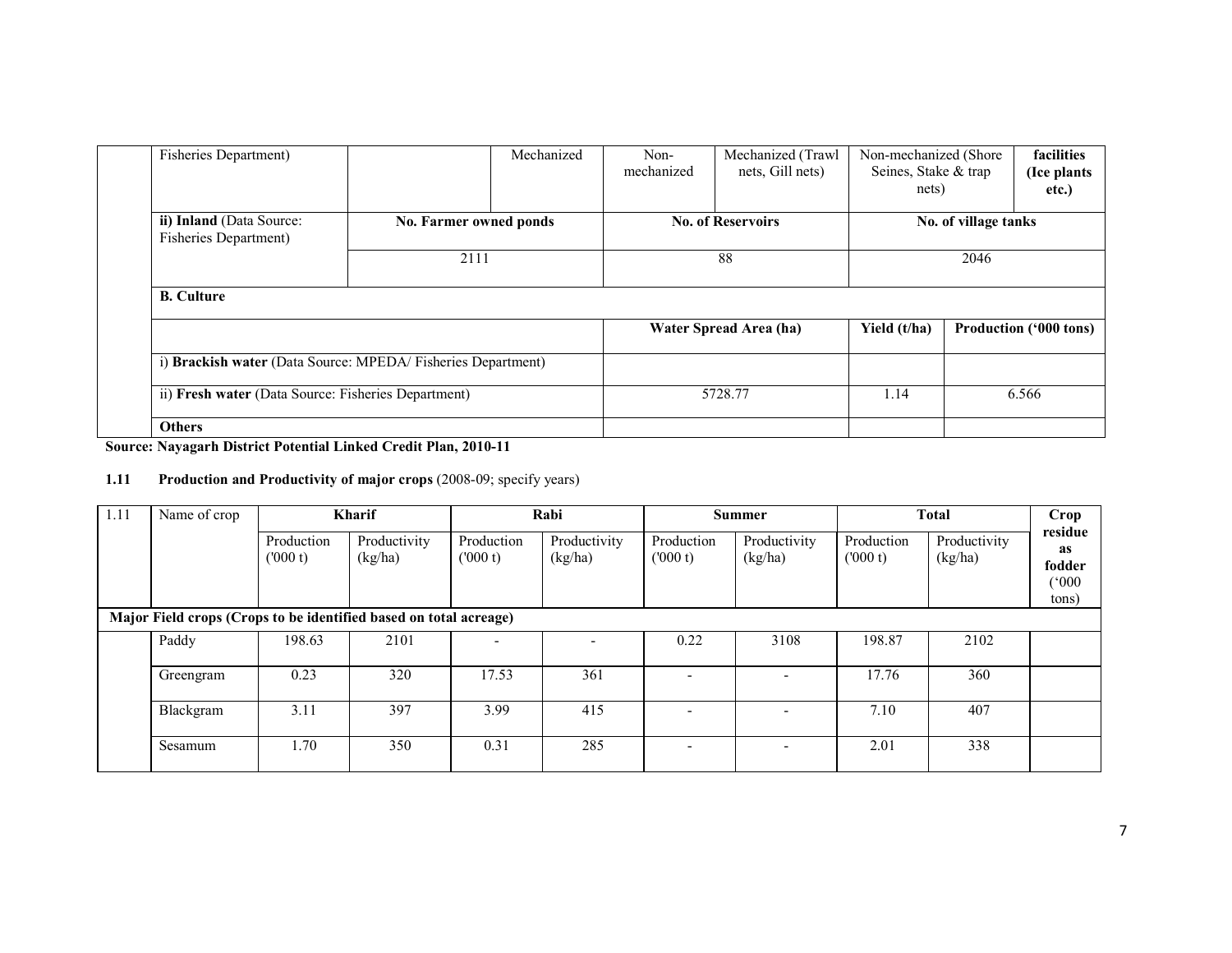| | Fisheries Department) | | Mechanized | Non-mechanized | Mechanized (Trawl nets, Gill nets) | Non-mechanized (Shore Seines, Stake & trap nets) | facilities (Ice plants etc.) |
|---|---|---|---|---|---|---|---|
| | **ii) Inland** (Data Source: Fisheries Department) | **No. Farmer owned ponds** | | **No. of Reservoirs** | | **No. of village tanks** | |
| | | 2111 | | 88 | | 2046 | |
| | **B. Culture** | | | | | | |
| | | | | **Water Spread Area (ha)** | | **Yield (t/ha)** | **Production ('000 tons)** |
| | i) **Brackish water** (Data Source: MPEDA/ Fisheries Department) | | | | | | |
| | ii) **Fresh water** (Data Source: Fisheries Department) | | | 5728.77 | | 1.14 | 6.566 |
| | **Others** | | | | | | |

**Source: Nayagarh District Potential Linked Credit Plan, 2010-11**

**1.11 Production and Productivity of major crops** (2008-09; specify years)

| 1.11 | Name of crop | Kharif | | Rabi | | Summer | | Total | | Crop residue as fodder ('000 tons) |
|---|---|---|---|---|---|---|---|---|---|---|
| | | Production ('000 t) | Productivity (kg/ha) | Production ('000 t) | Productivity (kg/ha) | Production ('000 t) | Productivity (kg/ha) | Production ('000 t) | Productivity (kg/ha) | |
| **Major Field crops (Crops to be identified based on total acreage)** | | | | | | | | | | |
| | Paddy | 198.63 | 2101 | - | - | 0.22 | 3108 | 198.87 | 2102 | |
| | Greengram | 0.23 | 320 | 17.53 | 361 | - | - | 17.76 | 360 | |
| | Blackgram | 3.11 | 397 | 3.99 | 415 | - | - | 7.10 | 407 | |
| | Sesamum | 1.70 | 350 | 0.31 | 285 | - | - | 2.01 | 338 | |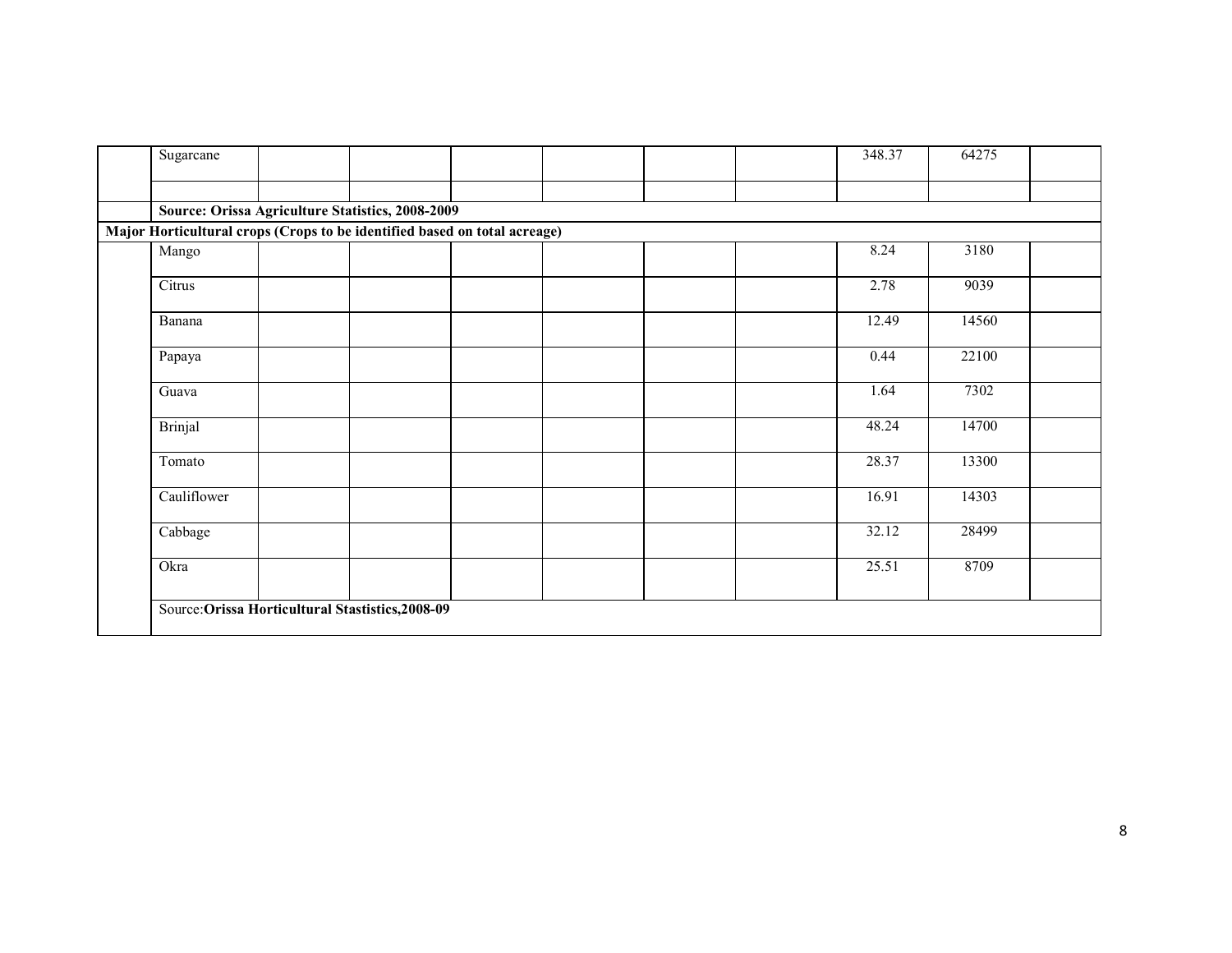| | | | | | | | | | | |
|---|---|---|---|---|---|---|---|---|---|---|
| | Sugarcane | | | | | | | 348.37 | 64275 | |
| | | | | | | | | | | |
| | **Source: Orissa Agriculture Statistics, 2008-2009** | | | | | | | | | |
| **Major Horticultural crops (Crops to be identified based on total acreage)** | | | | | | | | | | |
| | Mango | | | | | | | 8.24 | 3180 | |
| | Citrus | | | | | | | 2.78 | 9039 | |
| | Banana | | | | | | | 12.49 | 14560 | |
| | Papaya | | | | | | | 0.44 | 22100 | |
| | Guava | | | | | | | 1.64 | 7302 | |
| | Brinjal | | | | | | | 48.24 | 14700 | |
| | Tomato | | | | | | | 28.37 | 13300 | |
| | Cauliflower | | | | | | | 16.91 | 14303 | |
| | Cabbage | | | | | | | 32.12 | 28499 | |
| | Okra | | | | | | | 25.51 | 8709 | |
| | Source:**Orissa Horticultural Stastistics,2008-09** | | | | | | | | | |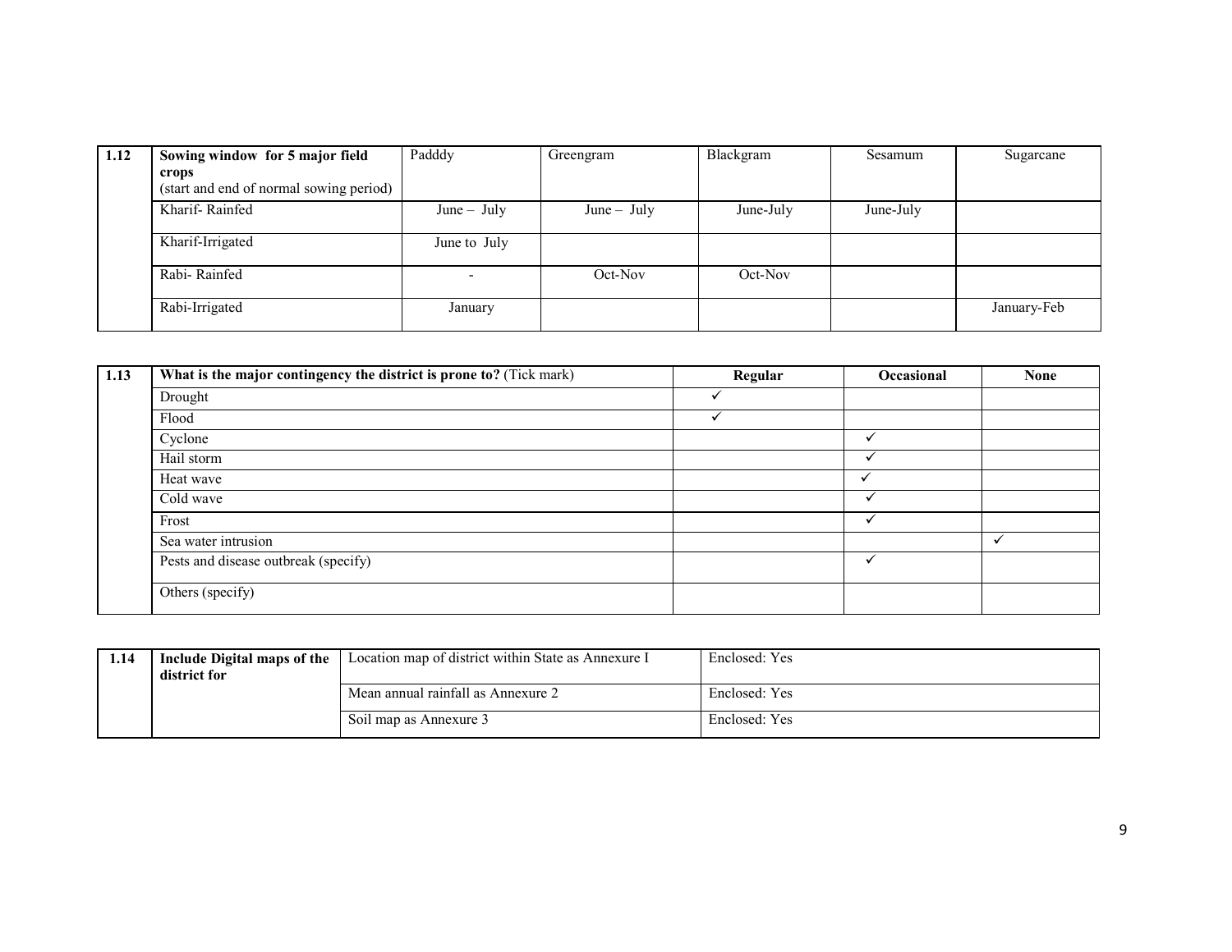| 1.12 | Sowing window for 5 major field crops (start and end of normal sowing period) | Padddy | Greengram | Blackgram | Sesamum | Sugarcane |
|---|---|---|---|---|---|---|
| | Kharif- Rainfed | June – July | June – July | June-July | June-July | |
| | Kharif-Irrigated | June to July | | | | |
| | Rabi- Rainfed | - | Oct-Nov | Oct-Nov | | |
| | Rabi-Irrigated | January | | | | January-Feb |

| 1.13 | **What is the major contingency the district is prone to?** (Tick mark) | **Regular** | **Occasional** | **None** |
|---|---|---|---|---|
| | Drought | ✓ | | |
| | Flood | ✓ | | |
| | Cyclone | | ✓ | |
| | Hail storm | | ✓ | |
| | Heat wave | | ✓ | |
| | Cold wave | | ✓ | |
| | Frost | | ✓ | |
| | Sea water intrusion | | | ✓ |
| | Pests and disease outbreak (specify) | | ✓ | |
| | Others (specify) | | | |

| 1.14 | **Include Digital maps of the district for** | Location map of district within State as Annexure I | Enclosed: Yes |
|---|---|---|---|
| | | Mean annual rainfall as Annexure 2 | Enclosed: Yes |
| | | Soil map as Annexure 3 | Enclosed: Yes |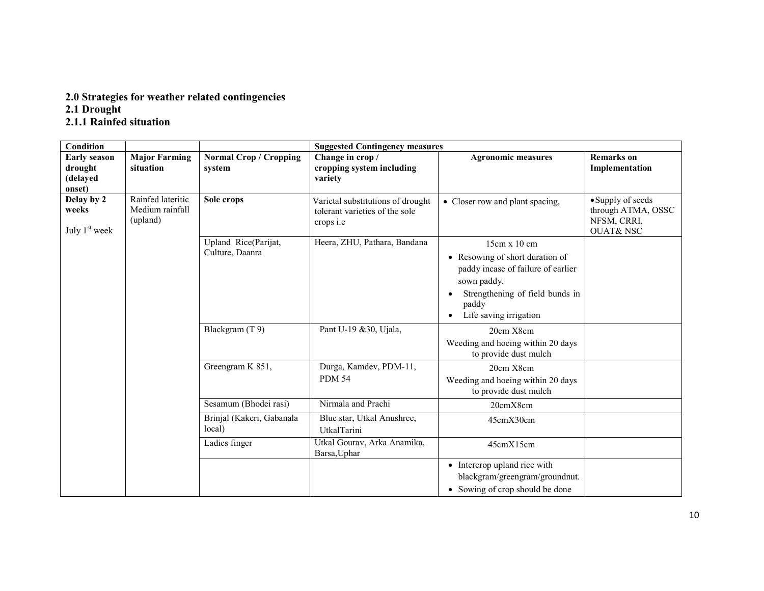## 2.0 Strategies for weather related contingencies

### 2.1 Drought

#### 2.1.1 Rainfed situation

| Condition | | | Suggested Contingency measures | | |
|---|---|---|---|---|---|
| **Early season drought (delayed onset)** | **Major Farming situation** | **Normal Crop / Cropping system** | **Change in crop / cropping system including variety** | **Agronomic measures** | **Remarks on Implementation** |
| **Delay by 2 weeks**<br><br>July 1[st] week | Rainfed lateritic Medium rainfall (upland) | **Sole crops** | Varietal substitutions of drought tolerant varieties of the sole crops i.e | • Closer row and plant spacing, | • Supply of seeds through ATMA, OSSC NFSM, CRRI, OUAT& NSC |
| | | Upland Rice(Parijat, Culture, Daanra | Heera, ZHU, Pathara, Bandana | 15cm x 10 cm<br>• Resowing of short duration of paddy incase of failure of earlier sown paddy.<br>• Strengthening of field bunds in paddy<br>• Life saving irrigation | |
| | | Blackgram (T 9) | Pant U-19 &30, Ujala, | 20cm X8cm<br>Weeding and hoeing within 20 days to provide dust mulch | |
| | | Greengram K 851, | Durga, Kamdev, PDM-11, PDM 54 | 20cm X8cm<br>Weeding and hoeing within 20 days to provide dust mulch | |
| | | Sesamum (Bhodei rasi) | Nirmala and Prachi | 20cmX8cm | |
| | | Brinjal (Kakeri, Gabanala local) | Blue star, Utkal Anushree, UtkalTarini | 45cmX30cm | |
| | | Ladies finger | Utkal Gourav, Arka Anamika, Barsa,Uphar | 45cmX15cm | |
| | | | | • Intercrop upland rice with blackgram/greengram/groundnut.<br>• Sowing of crop should be done | |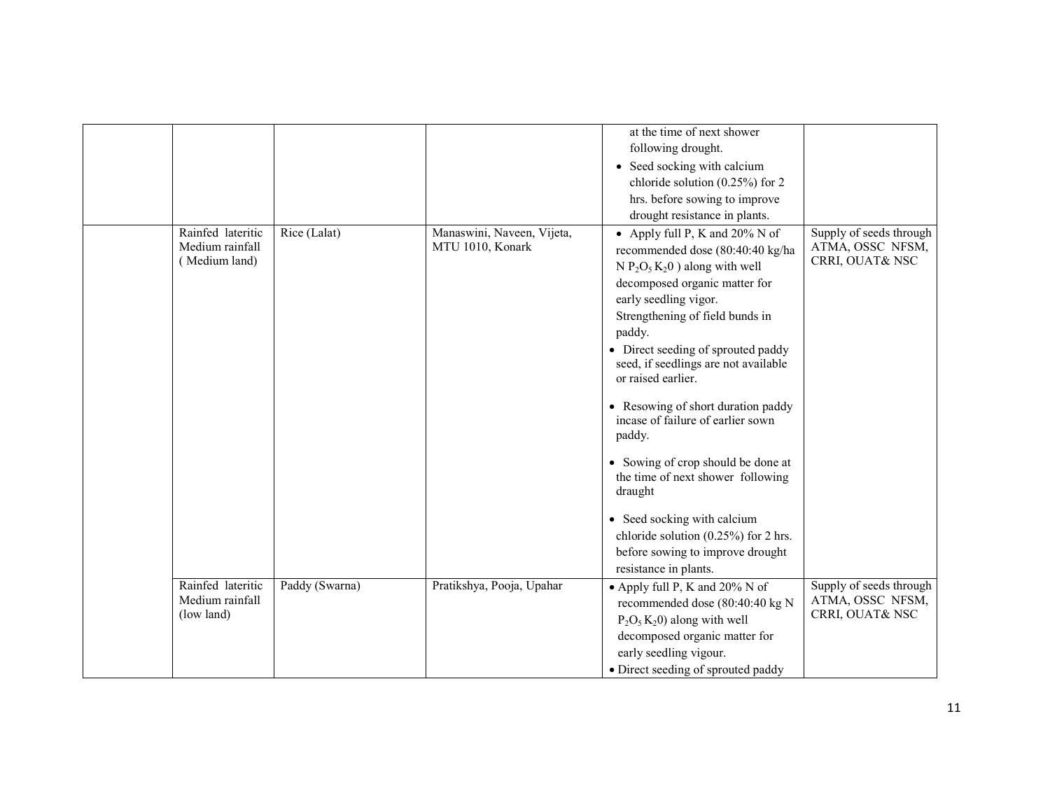| | | | | | |
|---|---|---|---|---|---|
| | | | | at the time of next shower following drought.<br>• Seed socking with calcium chloride solution (0.25%) for 2 hrs. before sowing to improve drought resistance in plants. | |
| | Rainfed lateritic Medium rainfall ( Medium land) | Rice (Lalat) | Manaswini, Naveen, Vijeta, MTU 1010, Konark | • Apply full P, K and 20% N of recommended dose (80:40:40 kg/ha N $P_2O_5$ $K_20$ ) along with well decomposed organic matter for early seedling vigor. Strengthening of field bunds in paddy.<br>• Direct seeding of sprouted paddy seed, if seedlings are not available or raised earlier.<br>• Resowing of short duration paddy incase of failure of earlier sown paddy.<br>• Sowing of crop should be done at the time of next shower following draught<br>• Seed socking with calcium chloride solution (0.25%) for 2 hrs. before sowing to improve drought resistance in plants. | Supply of seeds through ATMA, OSSC NFSM, CRRI, OUAT& NSC |
| | Rainfed lateritic Medium rainfall (low land) | Paddy (Swarna) | Pratikshya, Pooja, Upahar | • Apply full P, K and 20% N of recommended dose (80:40:40 kg N $P_2O_5$ $K_20$) along with well decomposed organic matter for early seedling vigour.<br>• Direct seeding of sprouted paddy | Supply of seeds through ATMA, OSSC NFSM, CRRI, OUAT& NSC |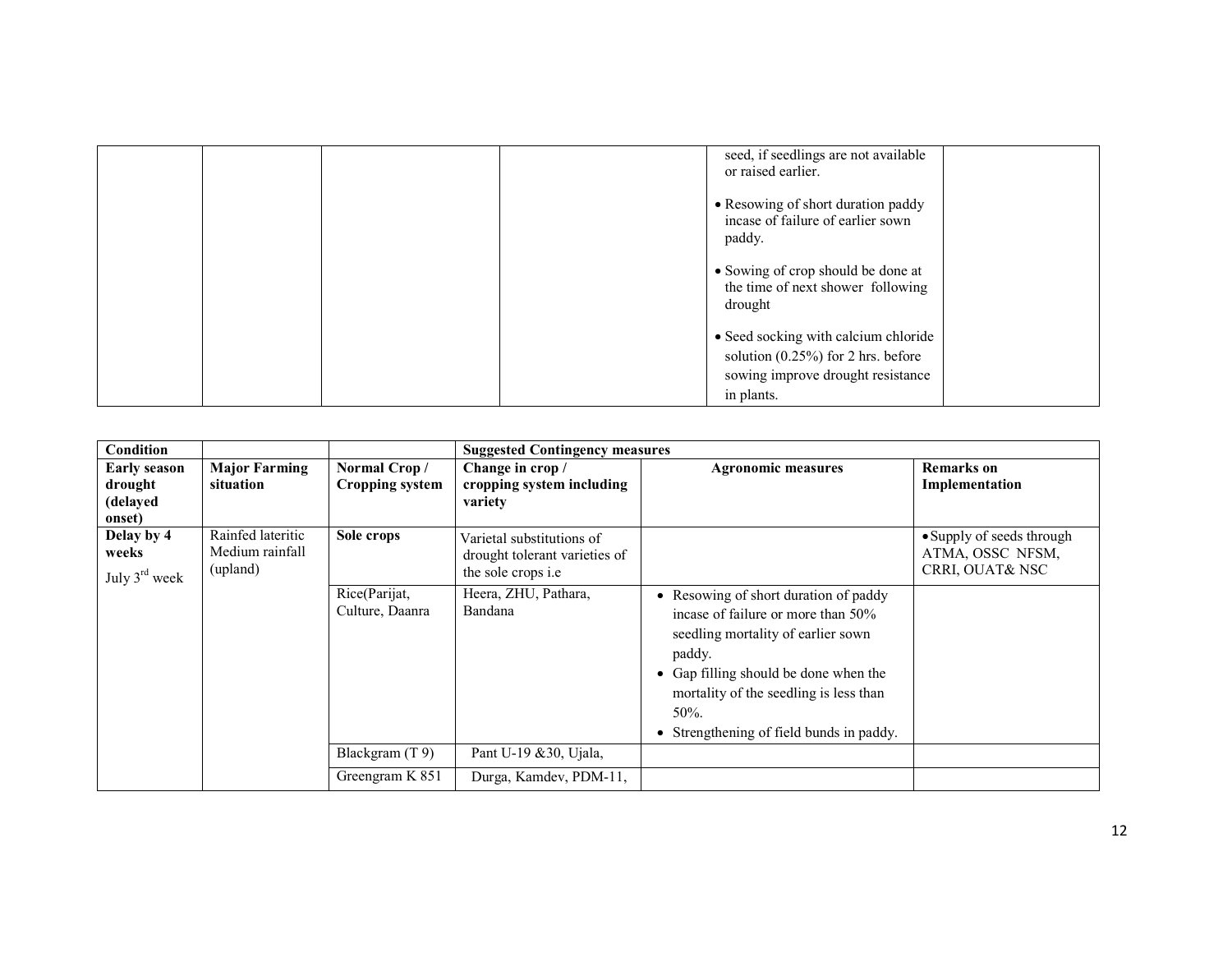| | | | | • seed, if seedlings are not available or raised earlier.<br>• Resowing of short duration paddy incase of failure of earlier sown paddy.<br>• Sowing of crop should be done at the time of next shower following drought<br>• Seed socking with calcium chloride solution (0.25%) for 2 hrs. before sowing improve drought resistance in plants. | |
|---|---|---|---|---|---|

| **Condition** | | | **Suggested Contingency measures** | | |
|---|---|---|---|---|---|
| **Early season drought (delayed onset)** | **Major Farming situation** | **Normal Crop / Cropping system** | **Change in crop / cropping system including variety** | **Agronomic measures** | **Remarks on Implementation** |
| **Delay by 4 weeks**<br>July 3rd week | Rainfed lateritic Medium rainfall (upland) | **Sole crops** | Varietal substitutions of drought tolerant varieties of the sole crops i.e | | • Supply of seeds through ATMA, OSSC NFSM, CRRI, OUAT& NSC |
| | | Rice(Parijat, Culture, Daanra | Heera, ZHU, Pathara, Bandana | • Resowing of short duration of paddy incase of failure or more than 50% seedling mortality of earlier sown paddy.<br>• Gap filling should be done when the mortality of the seedling is less than 50%.<br>• Strengthening of field bunds in paddy. | |
| | | Blackgram (T 9) | Pant U-19 &30, Ujala, | | |
| | | Greengram K 851 | Durga, Kamdev, PDM-11, | | |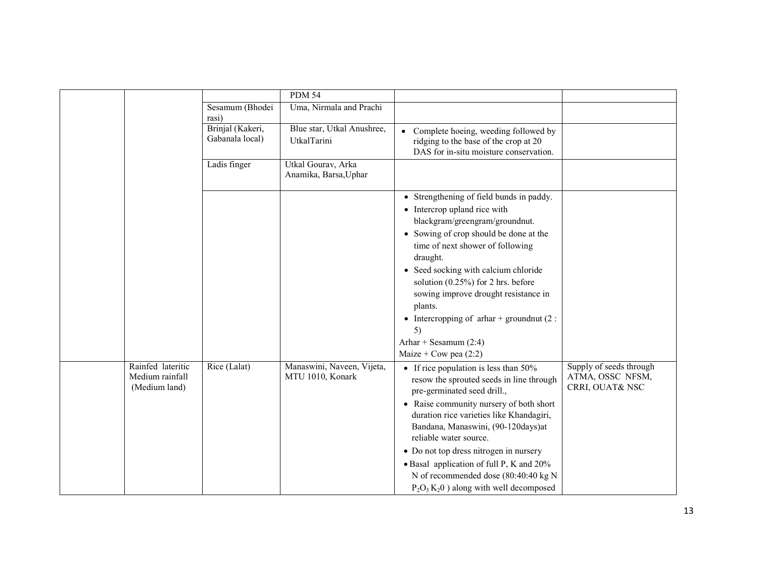| | | | | | |
|---|---|---|---|---|---|
| | | | PDM 54 | | |
| | | Sesamum (Bhodei rasi) | Uma, Nirmala and Prachi | | |
| | | Brinjal (Kakeri, Gabanala local) | Blue star, Utkal Anushree, UtkalTarini | • Complete hoeing, weeding followed by ridging to the base of the crop at 20 DAS for in-situ moisture conservation. | |
| | | Ladis finger | Utkal Gourav, Arka Anamika, Barsa,Uphar | | |
| | | | | • Strengthening of field bunds in paddy.<br>• Intercrop upland rice with blackgram/greengram/groundnut.<br>• Sowing of crop should be done at the time of next shower of following draught.<br>• Seed socking with calcium chloride solution (0.25%) for 2 hrs. before sowing improve drought resistance in plants.<br>• Intercropping of arhar + groundnut (2 : 5)<br>Arhar + Sesamum (2:4)<br>Maize + Cow pea (2:2) | |
| | Rainfed lateritic Medium rainfall (Medium land) | Rice (Lalat) | Manaswini, Naveen, Vijeta, MTU 1010, Konark | • If rice population is less than 50% resow the sprouted seeds in line through pre-germinated seed drill.,<br>• Raise community nursery of both short duration rice varieties like Khandagiri, Bandana, Manaswini, (90-120days)at reliable water source.<br>• Do not top dress nitrogen in nursery<br>• Basal application of full P, K and 20% N of recommended dose (80:40:40 kg N $P_2O_5$ $K_20$ ) along with well decomposed | Supply of seeds through ATMA, OSSC NFSM, CRRI, OUAT& NSC |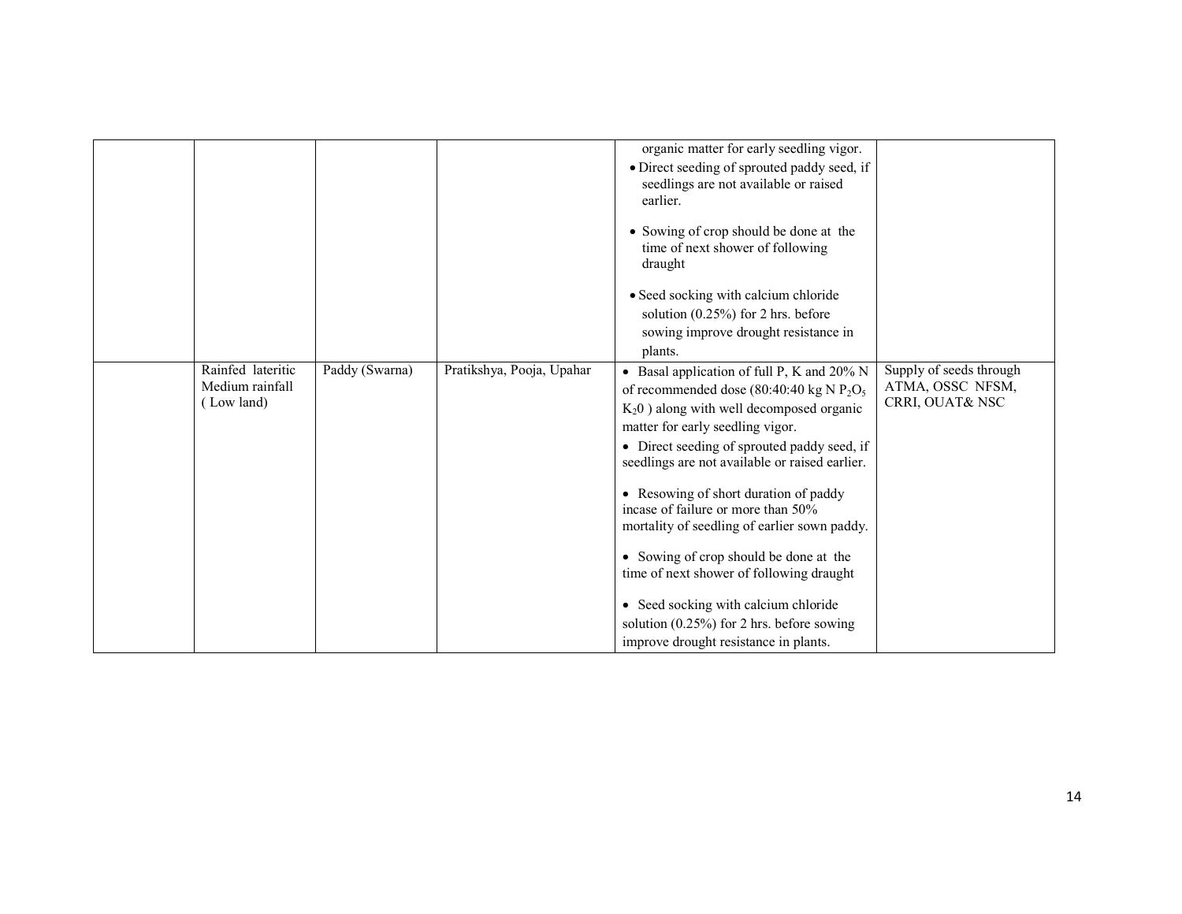| | | | | | |
|---|---|---|---|---|---|
| | | | | organic matter for early seedling vigor.<br>• Direct seeding of sprouted paddy seed, if seedlings are not available or raised earlier.<br>• Sowing of crop should be done at the time of next shower of following draught<br>• Seed socking with calcium chloride solution (0.25%) for 2 hrs. before sowing improve drought resistance in plants. | |
| | Rainfed lateritic Medium rainfall ( Low land) | Paddy (Swarna) | Pratikshya, Pooja, Upahar | • Basal application of full P, K and 20% N of recommended dose (80:40:40 kg N $P_2O_5$ $K_20$ ) along with well decomposed organic matter for early seedling vigor.<br>• Direct seeding of sprouted paddy seed, if seedlings are not available or raised earlier.<br>• Resowing of short duration of paddy incase of failure or more than 50% mortality of seedling of earlier sown paddy.<br>• Sowing of crop should be done at the time of next shower of following draught<br>• Seed socking with calcium chloride solution (0.25%) for 2 hrs. before sowing improve drought resistance in plants. | Supply of seeds through ATMA, OSSC NFSM, CRRI, OUAT& NSC |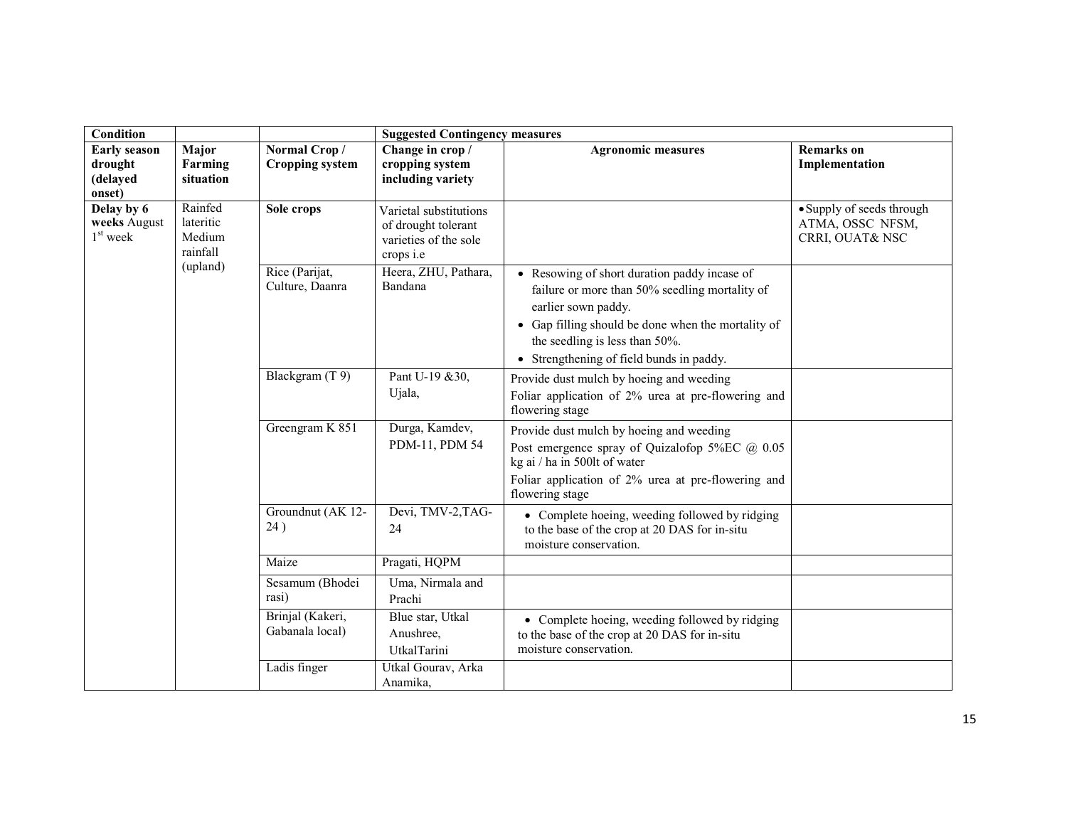| Condition | | | Suggested Contingency measures | | |
|---|---|---|---|---|---|
| **Early season drought (delayed onset)** | **Major Farming situation** | **Normal Crop / Cropping system** | **Change in crop / cropping system including variety** | **Agronomic measures** | **Remarks on Implementation** |
| **Delay by 6 weeks** August 1st week | Rainfed lateritic Medium rainfall (upland) | **Sole crops** | Varietal substitutions of drought tolerant varieties of the sole crops i.e | | • Supply of seeds through ATMA, OSSC NFSM, CRRI, OUAT& NSC |
| | | Rice (Parijat, Culture, Daanra | Heera, ZHU, Pathara, Bandana | • Resowing of short duration paddy incase of failure or more than 50% seedling mortality of earlier sown paddy.<br>• Gap filling should be done when the mortality of the seedling is less than 50%.<br>• Strengthening of field bunds in paddy. | |
| | | Blackgram (T 9) | Pant U-19 &30, Ujala, | Provide dust mulch by hoeing and weeding<br>Foliar application of 2% urea at pre-flowering and flowering stage | |
| | | Greengram K 851 | Durga, Kamdev, PDM-11, PDM 54 | Provide dust mulch by hoeing and weeding<br>Post emergence spray of Quizalofop 5%EC @ 0.05 kg ai / ha in 500lt of water<br>Foliar application of 2% urea at pre-flowering and flowering stage | |
| | | Groundnut (AK 12-24 ) | Devi, TMV-2,TAG-24 | • Complete hoeing, weeding followed by ridging to the base of the crop at 20 DAS for in-situ moisture conservation. | |
| | | Maize | Pragati, HQPM | | |
| | | Sesamum (Bhodei rasi) | Uma, Nirmala and Prachi | | |
| | | Brinjal (Kakeri, Gabanala local) | Blue star, Utkal Anushree, UtkalTarini | • Complete hoeing, weeding followed by ridging to the base of the crop at 20 DAS for in-situ moisture conservation. | |
| | | Ladis finger | Utkal Gourav, Arka Anamika, | | |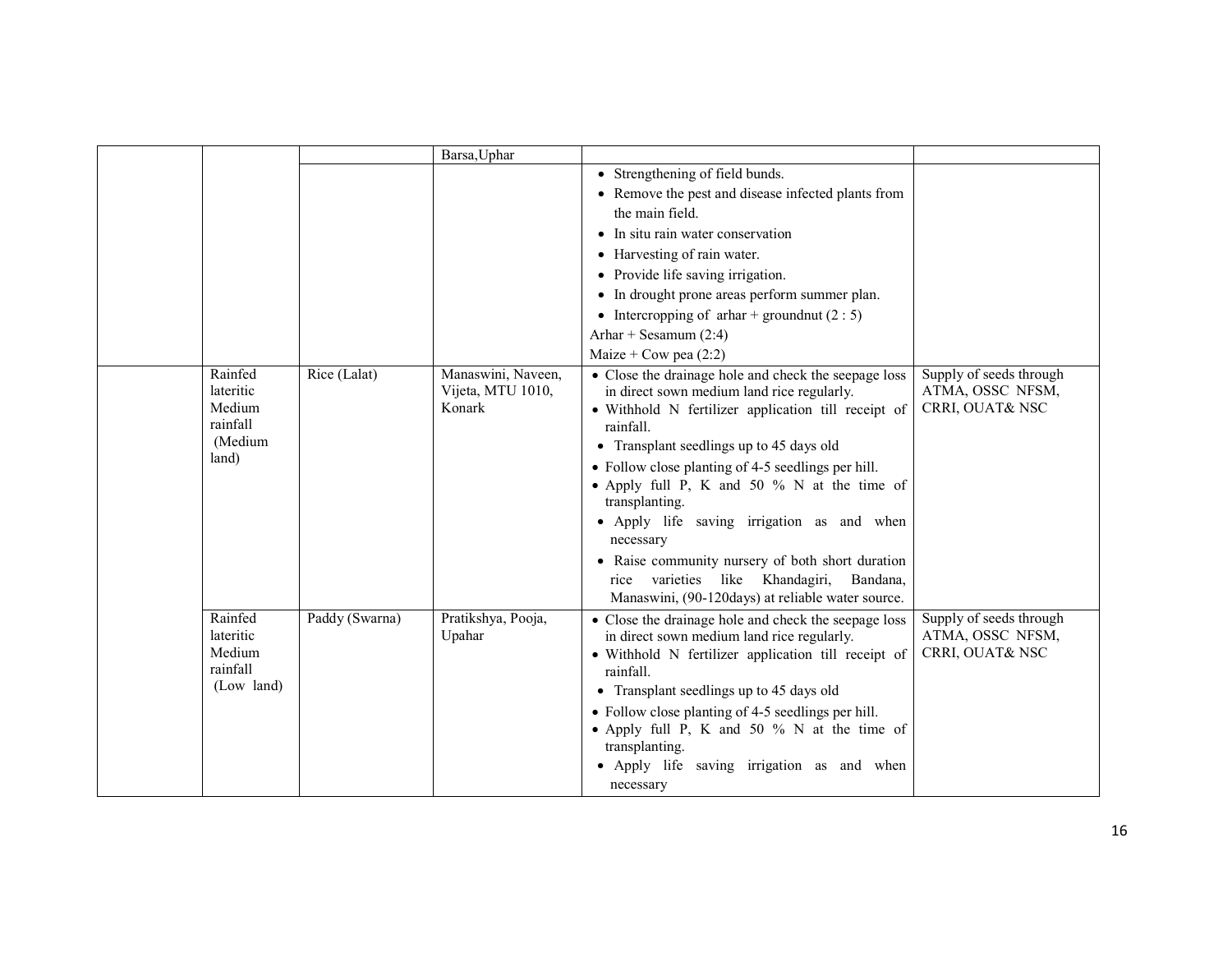| | | | | | |
|---|---|---|---|---|---|
| | | | Barsa,Uphar | | |
| | | | | • Strengthening of field bunds.<br>• Remove the pest and disease infected plants from the main field.<br>• In situ rain water conservation<br>• Harvesting of rain water.<br>• Provide life saving irrigation.<br>• In drought prone areas perform summer plan.<br>• Intercropping of arhar + groundnut (2 : 5)<br>Arhar + Sesamum (2:4)<br>Maize + Cow pea (2:2) | |
| | Rainfed lateritic Medium rainfall (Medium land) | Rice (Lalat) | Manaswini, Naveen, Vijeta, MTU 1010, Konark | • Close the drainage hole and check the seepage loss in direct sown medium land rice regularly.<br>• Withhold N fertilizer application till receipt of rainfall.<br>• Transplant seedlings up to 45 days old<br>• Follow close planting of 4-5 seedlings per hill.<br>• Apply full P, K and 50 % N at the time of transplanting.<br>• Apply life saving irrigation as and when necessary<br>• Raise community nursery of both short duration rice varieties like Khandagiri, Bandana, Manaswini, (90-120days) at reliable water source. | Supply of seeds through ATMA, OSSC NFSM, CRRI, OUAT& NSC |
| | Rainfed lateritic Medium rainfall (Low land) | Paddy (Swarna) | Pratikshya, Pooja, Upahar | • Close the drainage hole and check the seepage loss in direct sown medium land rice regularly.<br>• Withhold N fertilizer application till receipt of rainfall.<br>• Transplant seedlings up to 45 days old<br>• Follow close planting of 4-5 seedlings per hill.<br>• Apply full P, K and 50 % N at the time of transplanting.<br>• Apply life saving irrigation as and when necessary | Supply of seeds through ATMA, OSSC NFSM, CRRI, OUAT& NSC |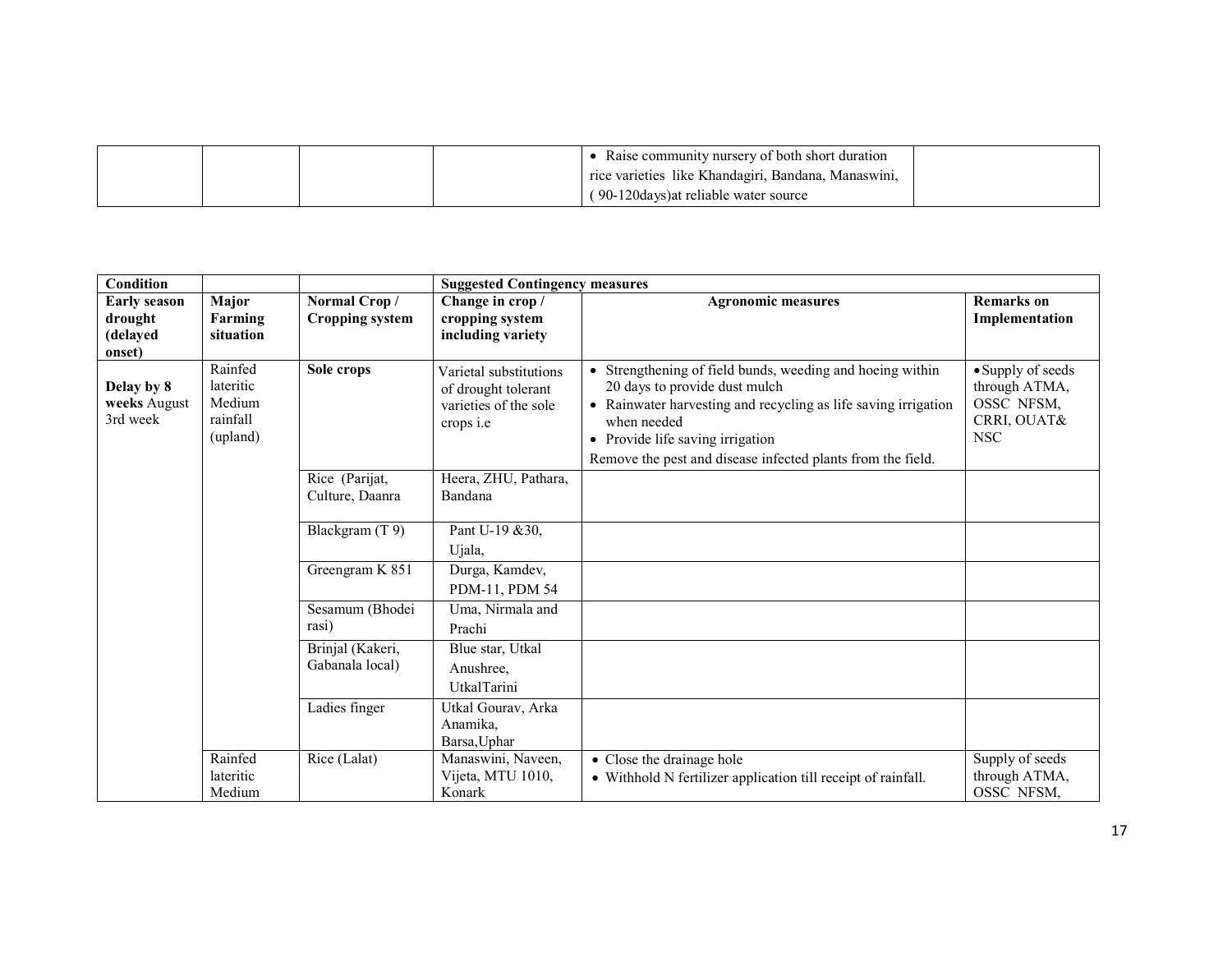| | | | | • Raise community nursery of both short duration rice varieties like Khandagiri, Bandana, Manaswini, ( 90-120days)at reliable water source | |
|---|---|---|---|---|---|

| **Condition** | | | **Suggested Contingency measures** | | |
|---|---|---|---|---|---|
| **Early season drought (delayed onset)** | **Major Farming situation** | **Normal Crop / Cropping system** | **Change in crop / cropping system including variety** | **Agronomic measures** | **Remarks on Implementation** |
| **Delay by 8 weeks** August 3rd week | Rainfed lateritic Medium rainfall (upland) | **Sole crops** | Varietal substitutions of drought tolerant varieties of the sole crops i.e | • Strengthening of field bunds, weeding and hoeing within 20 days to provide dust mulch<br>• Rainwater harvesting and recycling as life saving irrigation when needed<br>• Provide life saving irrigation<br>Remove the pest and disease infected plants from the field. | • Supply of seeds through ATMA, OSSC NFSM, CRRI, OUAT& NSC |
| | | Rice (Parijat, Culture, Daanra | Heera, ZHU, Pathara, Bandana | | |
| | | Blackgram (T 9) | Pant U-19 &30, Ujala, | | |
| | | Greengram K 851 | Durga, Kamdev, PDM-11, PDM 54 | | |
| | | Sesamum (Bhodei rasi) | Uma, Nirmala and Prachi | | |
| | | Brinjal (Kakeri, Gabanala local) | Blue star, Utkal Anushree, UtkalTarini | | |
| | | Ladies finger | Utkal Gourav, Arka Anamika, Barsa,Uphar | | |
| | Rainfed lateritic Medium | Rice (Lalat) | Manaswini, Naveen, Vijeta, MTU 1010, Konark | • Close the drainage hole<br>• Withhold N fertilizer application till receipt of rainfall. | Supply of seeds through ATMA, OSSC NFSM, |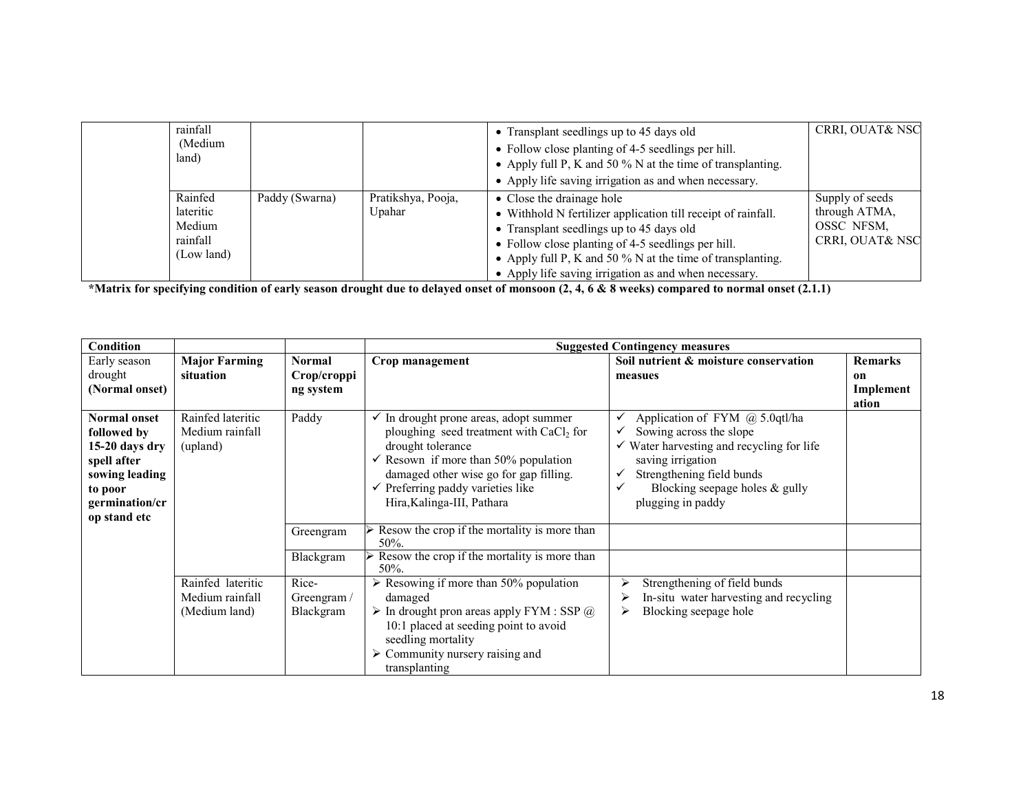| | rainfall (Medium land) | | | • Transplant seedlings up to 45 days old<br>• Follow close planting of 4-5 seedlings per hill.<br>• Apply full P, K and 50 % N at the time of transplanting.<br>• Apply life saving irrigation as and when necessary. | CRRI, OUAT& NSC |
|---|---|---|---|---|---|
| | Rainfed lateritic Medium rainfall (Low land) | Paddy (Swarna) | Pratikshya, Pooja, Upahar | • Close the drainage hole<br>• Withhold N fertilizer application till receipt of rainfall.<br>• Transplant seedlings up to 45 days old<br>• Follow close planting of 4-5 seedlings per hill.<br>• Apply full P, K and 50 % N at the time of transplanting.<br>• Apply life saving irrigation as and when necessary. | Supply of seeds through ATMA, OSSC NFSM, CRRI, OUAT& NSC |

**\*Matrix for specifying condition of early season drought due to delayed onset of monsoon (2, 4, 6 & 8 weeks) compared to normal onset (2.1.1)**

| Condition | | | Suggested Contingency measures | | |
|---|---|---|---|---|---|
| Early season drought **(Normal onset)** | **Major Farming situation** | **Normal Crop/cropping system** | **Crop management** | **Soil nutrient & moisture conservation measues** | **Remarks on Implementation** |
| **Normal onset followed by 15-20 days dry spell after sowing leading to poor germination/crop stand etc** | Rainfed lateritic Medium rainfall (upland) | Paddy | ✓ In drought prone areas, adopt summer ploughing seed treatment with $CaCl_2$ for drought tolerance<br>✓ Resown if more than 50% population damaged other wise go for gap filling.<br>✓ Preferring paddy varieties like Hira,Kalinga-III, Pathara | ✓ Application of FYM @ 5.0qtl/ha<br>✓ Sowing across the slope<br>✓ Water harvesting and recycling for life saving irrigation<br>✓ Strengthening field bunds<br>✓ Blocking seepage holes & gully plugging in paddy | |
| | | Greengram | ➢ Resow the crop if the mortality is more than 50%. | | |
| | | Blackgram | ➢ Resow the crop if the mortality is more than 50%. | | |
| | Rainfed lateritic Medium rainfall (Medium land) | Rice-Greengram / Blackgram | ➢ Resowing if more than 50% population damaged<br>➢ In drought pron areas apply FYM : SSP @ 10:1 placed at seeding point to avoid seedling mortality<br>➢ Community nursery raising and transplanting | ➢ Strengthening of field bunds<br>➢ In-situ water harvesting and recycling<br>➢ Blocking seepage hole | |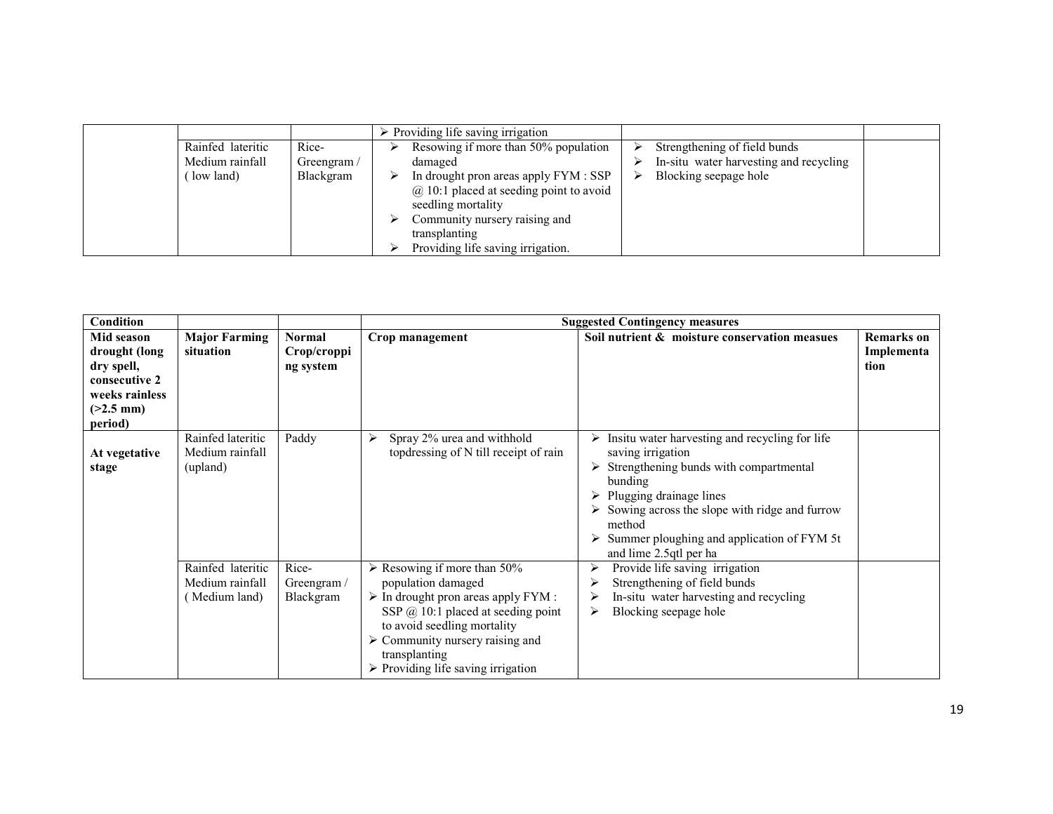| | | | | | |
|---|---|---|---|---|---|
| | | | ➢ Providing life saving irrigation | | |
| | Rainfed lateritic Medium rainfall ( low land) | Rice-Greengram / Blackgram | ➢ Resowing if more than 50% population damaged<br>➢ In drought pron areas apply FYM : SSP @ 10:1 placed at seeding point to avoid seedling mortality<br>➢ Community nursery raising and transplanting<br>➢ Providing life saving irrigation. | ➢ Strengthening of field bunds<br>➢ In-situ water harvesting and recycling<br>➢ Blocking seepage hole | |

| Condition | | | Suggested Contingency measures | | |
|---|---|---|---|---|---|
| **Mid season drought (long dry spell, consecutive 2 weeks rainless (>2.5 mm) period)** | **Major Farming situation** | **Normal Crop/cropping system** | **Crop management** | **Soil nutrient & moisture conservation measues** | **Remarks on Implementation** |
| **At vegetative stage** | Rainfed lateritic Medium rainfall (upland) | Paddy | ➢ Spray 2% urea and withhold topdressing of N till receipt of rain | ➢ Insitu water harvesting and recycling for life saving irrigation<br>➢ Strengthening bunds with compartmental bunding<br>➢ Plugging drainage lines<br>➢ Sowing across the slope with ridge and furrow method<br>➢ Summer ploughing and application of FYM 5t and lime 2.5qtl per ha | |
| | Rainfed lateritic Medium rainfall ( Medium land) | Rice-Greengram / Blackgram | ➢ Resowing if more than 50% population damaged<br>➢ In drought pron areas apply FYM : SSP @ 10:1 placed at seeding point to avoid seedling mortality<br>➢ Community nursery raising and transplanting<br>➢ Providing life saving irrigation | ➢ Provide life saving irrigation<br>➢ Strengthening of field bunds<br>➢ In-situ water harvesting and recycling<br>➢ Blocking seepage hole | |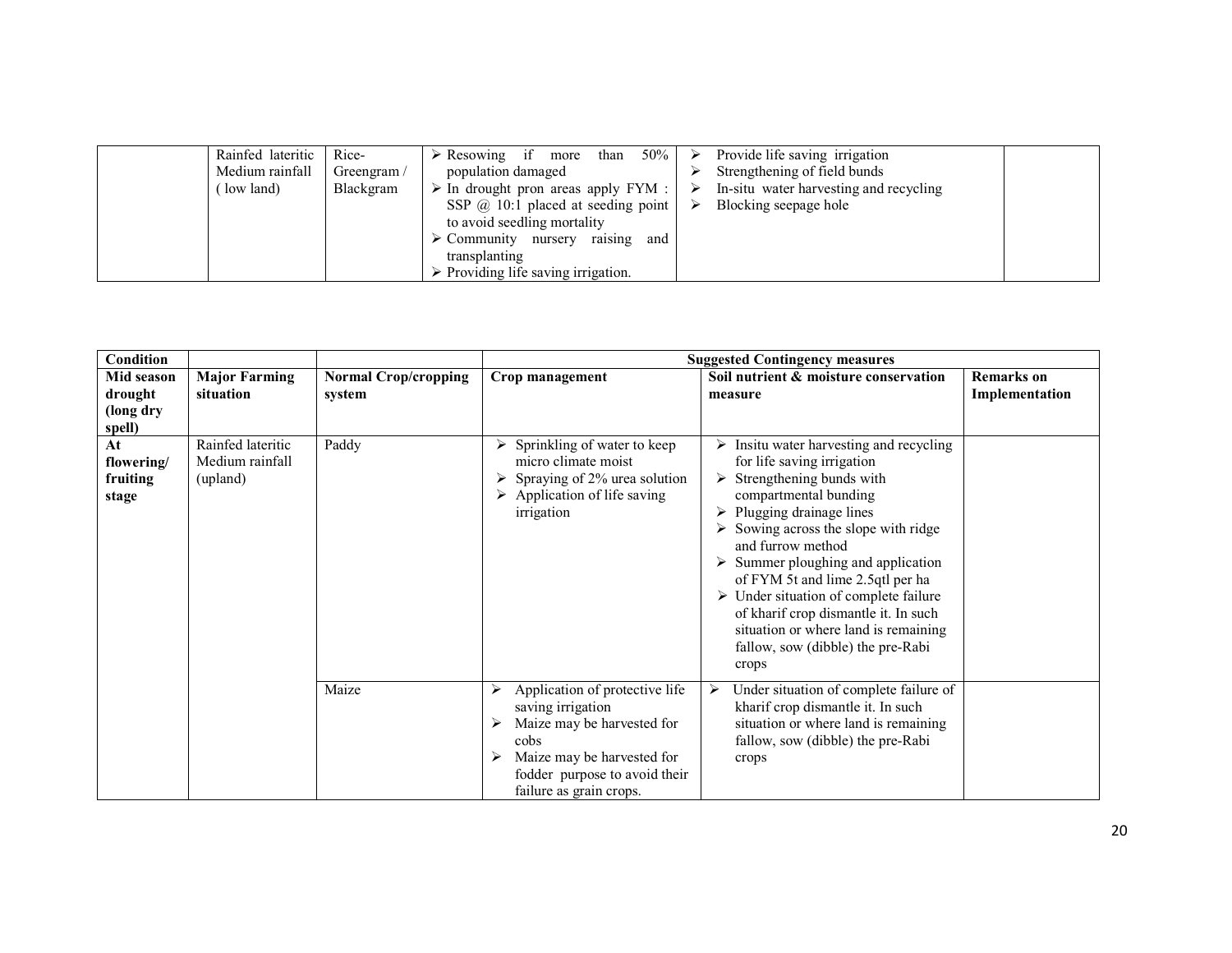| | Rainfed lateritic Medium rainfall ( low land) | Rice-Greengram / Blackgram | ➢ Resowing if more than 50% population damaged<br>➢ In drought pron areas apply FYM : SSP @ 10:1 placed at seeding point to avoid seedling mortality<br>➢ Community nursery raising and transplanting<br>➢ Providing life saving irrigation. | ➢ Provide life saving irrigation<br>➢ Strengthening of field bunds<br>➢ In-situ water harvesting and recycling<br>➢ Blocking seepage hole | |
|---|---|---|---|---|---|

| Condition | | | Suggested Contingency measures | | |
|---|---|---|---|---|---|
| **Mid season drought (long dry spell)** | **Major Farming situation** | **Normal Crop/cropping system** | **Crop management** | **Soil nutrient & moisture conservation measure** | **Remarks on Implementation** |
| **At flowering/ fruiting stage** | Rainfed lateritic Medium rainfall (upland) | Paddy | ➢ Sprinkling of water to keep micro climate moist<br>➢ Spraying of 2% urea solution<br>➢ Application of life saving irrigation | ➢ Insitu water harvesting and recycling for life saving irrigation<br>➢ Strengthening bunds with compartmental bunding<br>➢ Plugging drainage lines<br>➢ Sowing across the slope with ridge and furrow method<br>➢ Summer ploughing and application of FYM 5t and lime 2.5qtl per ha<br>➢ Under situation of complete failure of kharif crop dismantle it. In such situation or where land is remaining fallow, sow (dibble) the pre-Rabi crops | |
| | | Maize | ➢ Application of protective life saving irrigation<br>➢ Maize may be harvested for cobs<br>➢ Maize may be harvested for fodder purpose to avoid their failure as grain crops. | ➢ Under situation of complete failure of kharif crop dismantle it. In such situation or where land is remaining fallow, sow (dibble) the pre-Rabi crops | |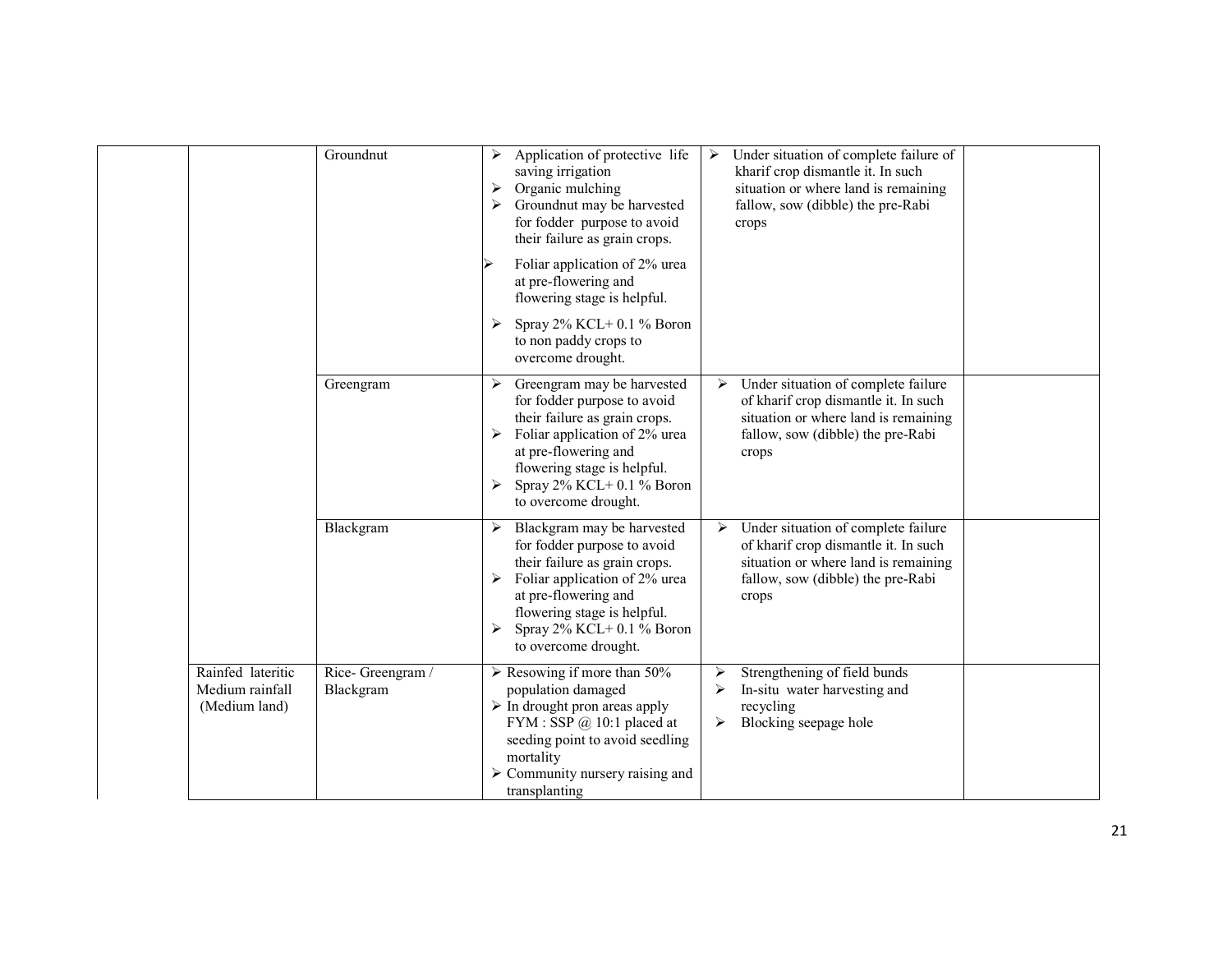| | | | | | |
|---|---|---|---|---|---|
| | | Groundnut | ➢ Application of protective life saving irrigation<br>➢ Organic mulching<br>➢ Groundnut may be harvested for fodder purpose to avoid their failure as grain crops.<br>➢ Foliar application of 2% urea at pre-flowering and flowering stage is helpful.<br>➢ Spray 2% KCL+ 0.1 % Boron to non paddy crops to overcome drought. | ➢ Under situation of complete failure of kharif crop dismantle it. In such situation or where land is remaining fallow, sow (dibble) the pre-Rabi crops | |
| | | Greengram | ➢ Greengram may be harvested for fodder purpose to avoid their failure as grain crops.<br>➢ Foliar application of 2% urea at pre-flowering and flowering stage is helpful.<br>➢ Spray 2% KCL+ 0.1 % Boron to overcome drought. | ➢ Under situation of complete failure of kharif crop dismantle it. In such situation or where land is remaining fallow, sow (dibble) the pre-Rabi crops | |
| | | Blackgram | ➢ Blackgram may be harvested for fodder purpose to avoid their failure as grain crops.<br>➢ Foliar application of 2% urea at pre-flowering and flowering stage is helpful.<br>➢ Spray 2% KCL+ 0.1 % Boron to overcome drought. | ➢ Under situation of complete failure of kharif crop dismantle it. In such situation or where land is remaining fallow, sow (dibble) the pre-Rabi crops | |
| | Rainfed lateritic Medium rainfall (Medium land) | Rice- Greengram / Blackgram | ➢ Resowing if more than 50% population damaged<br>➢ In drought pron areas apply FYM : SSP @ 10:1 placed at seeding point to avoid seedling mortality<br>➢ Community nursery raising and transplanting | ➢ Strengthening of field bunds<br>➢ In-situ water harvesting and recycling<br>➢ Blocking seepage hole | |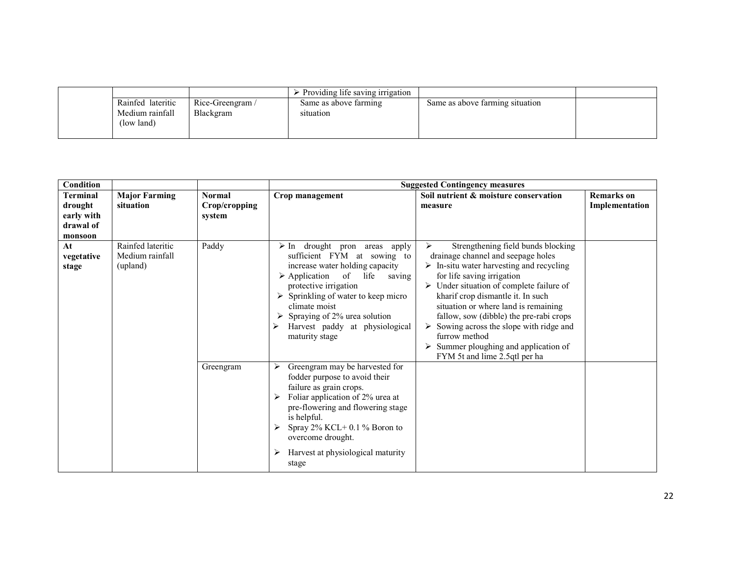| | | | ➢ Providing life saving irrigation | | |
|---|---|---|---|---|---|
| | Rainfed lateritic Medium rainfall (low land) | Rice-Greengram / Blackgram | Same as above farming situation | Same as above farming situation | |

| Condition | | | Suggested Contingency measures | | |
|---|---|---|---|---|---|
| **Terminal drought early with drawal of monsoon** | **Major Farming situation** | **Normal Crop/cropping system** | **Crop management** | **Soil nutrient & moisture conservation measure** | **Remarks on Implementation** |
| **At vegetative stage** | Rainfed lateritic Medium rainfall (upland) | Paddy | ➢ In drought pron areas apply sufficient FYM at sowing to increase water holding capacity<br>➢ Application of life saving protective irrigation<br>➢ Sprinkling of water to keep micro climate moist<br>➢ Spraying of 2% urea solution<br>➢ Harvest paddy at physiological maturity stage | ➢ Strengthening field bunds blocking drainage channel and seepage holes<br>➢ In-situ water harvesting and recycling for life saving irrigation<br>➢ Under situation of complete failure of kharif crop dismantle it. In such situation or where land is remaining fallow, sow (dibble) the pre-rabi crops<br>➢ Sowing across the slope with ridge and furrow method<br>➢ Summer ploughing and application of FYM 5t and lime 2.5qtl per ha | |
| | | Greengram | ➢ Greengram may be harvested for fodder purpose to avoid their failure as grain crops.<br>➢ Foliar application of 2% urea at pre-flowering and flowering stage is helpful.<br>➢ Spray 2% KCL+ 0.1 % Boron to overcome drought.<br>➢ Harvest at physiological maturity stage | | |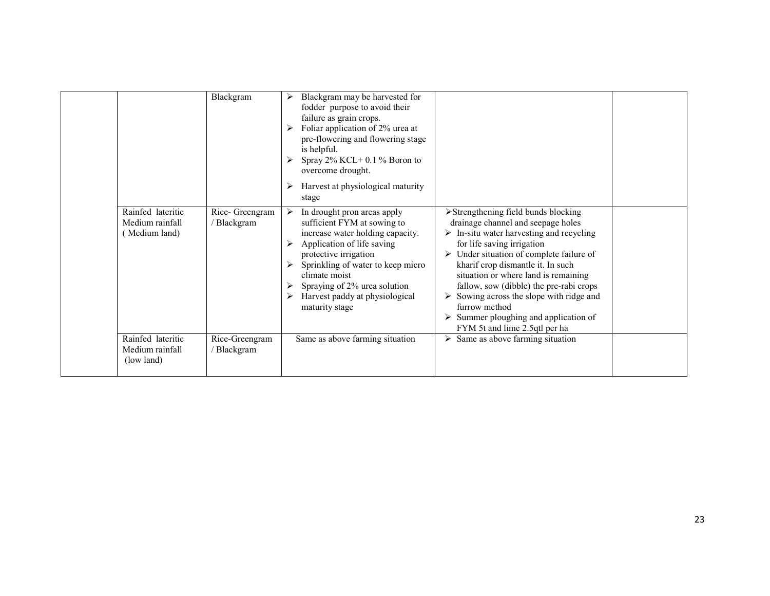| | | | | | |
|---|---|---|---|---|---|
| | | Blackgram | ➢ Blackgram may be harvested for fodder purpose to avoid their failure as grain crops.<br>➢ Foliar application of 2% urea at pre-flowering and flowering stage is helpful.<br>➢ Spray 2% KCL+ 0.1 % Boron to overcome drought.<br>➢ Harvest at physiological maturity stage | | |
| | Rainfed lateritic Medium rainfall ( Medium land) | Rice- Greengram / Blackgram | ➢ In drought pron areas apply sufficient FYM at sowing to increase water holding capacity.<br>➢ Application of life saving protective irrigation<br>➢ Sprinkling of water to keep micro climate moist<br>➢ Spraying of 2% urea solution<br>➢ Harvest paddy at physiological maturity stage | ➢Strengthening field bunds blocking drainage channel and seepage holes<br>➢ In-situ water harvesting and recycling for life saving irrigation<br>➢ Under situation of complete failure of kharif crop dismantle it. In such situation or where land is remaining fallow, sow (dibble) the pre-rabi crops<br>➢ Sowing across the slope with ridge and furrow method<br>➢ Summer ploughing and application of FYM 5t and lime 2.5qtl per ha | |
| | Rainfed lateritic Medium rainfall (low land) | Rice-Greengram / Blackgram | Same as above farming situation | ➢ Same as above farming situation | |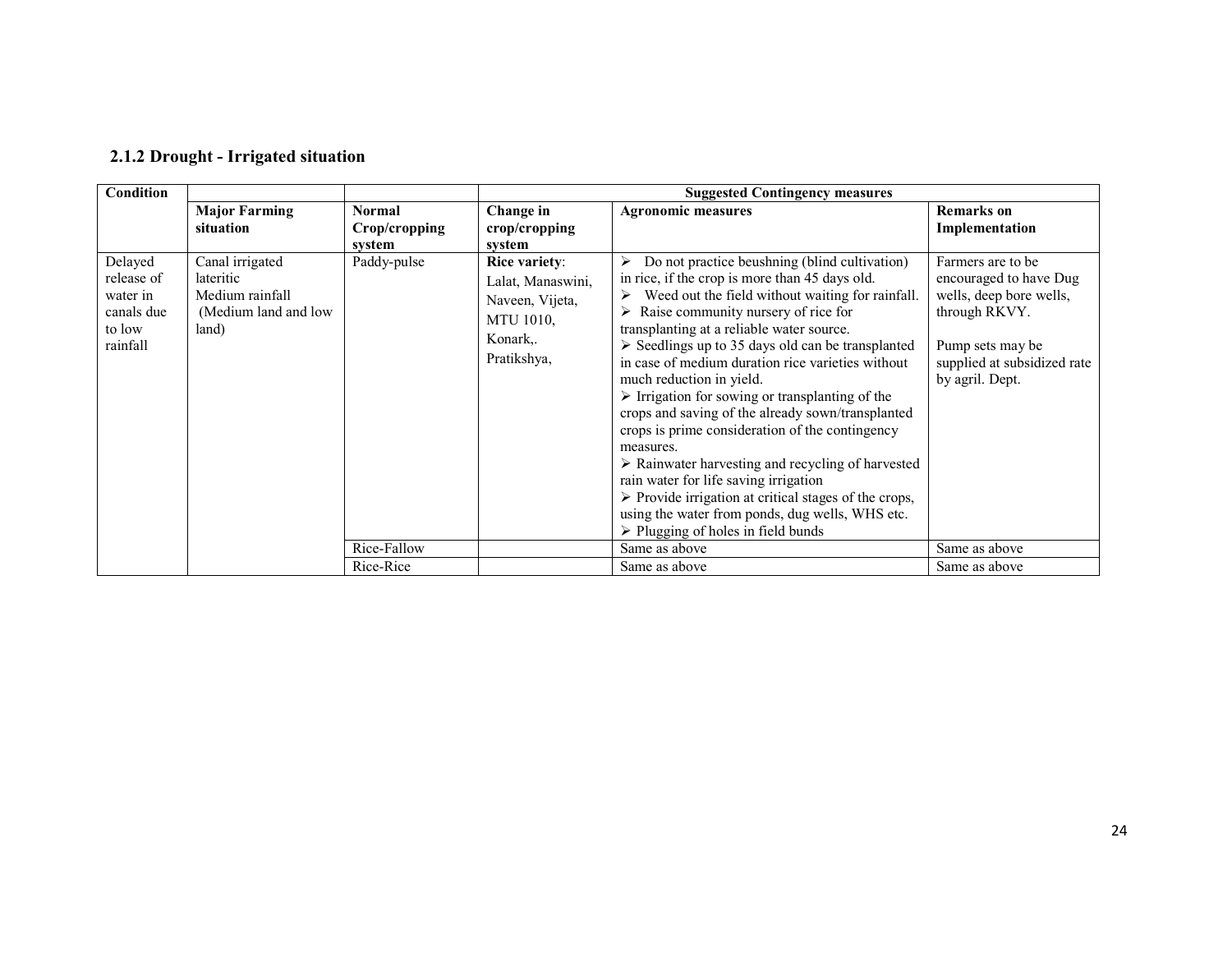### 2.1.2 Drought - Irrigated situation

| Condition | | | Suggested Contingency measures | | |
|---|---|---|---|---|---|
| | **Major Farming situation** | **Normal Crop/cropping system** | **Change in crop/cropping system** | **Agronomic measures** | **Remarks on Implementation** |
| Delayed release of water in canals due to low rainfall | Canal irrigated lateritic Medium rainfall (Medium land and low land) | Paddy-pulse | **Rice variety**: Lalat, Manaswini, Naveen, Vijeta, MTU 1010, Konark,. Pratikshya, | ➢ Do not practice beushning (blind cultivation) in rice, if the crop is more than 45 days old.<br>➢ Weed out the field without waiting for rainfall.<br>➢ Raise community nursery of rice for transplanting at a reliable water source.<br>➢ Seedlings up to 35 days old can be transplanted in case of medium duration rice varieties without much reduction in yield.<br>➢ Irrigation for sowing or transplanting of the crops and saving of the already sown/transplanted crops is prime consideration of the contingency measures.<br>➢ Rainwater harvesting and recycling of harvested rain water for life saving irrigation<br>➢ Provide irrigation at critical stages of the crops, using the water from ponds, dug wells, WHS etc.<br>➢ Plugging of holes in field bunds | Farmers are to be encouraged to have Dug wells, deep bore wells, through RKVY.<br><br>Pump sets may be supplied at subsidized rate by agril. Dept. |
| | | Rice-Fallow | | Same as above | Same as above |
| | | Rice-Rice | | Same as above | Same as above |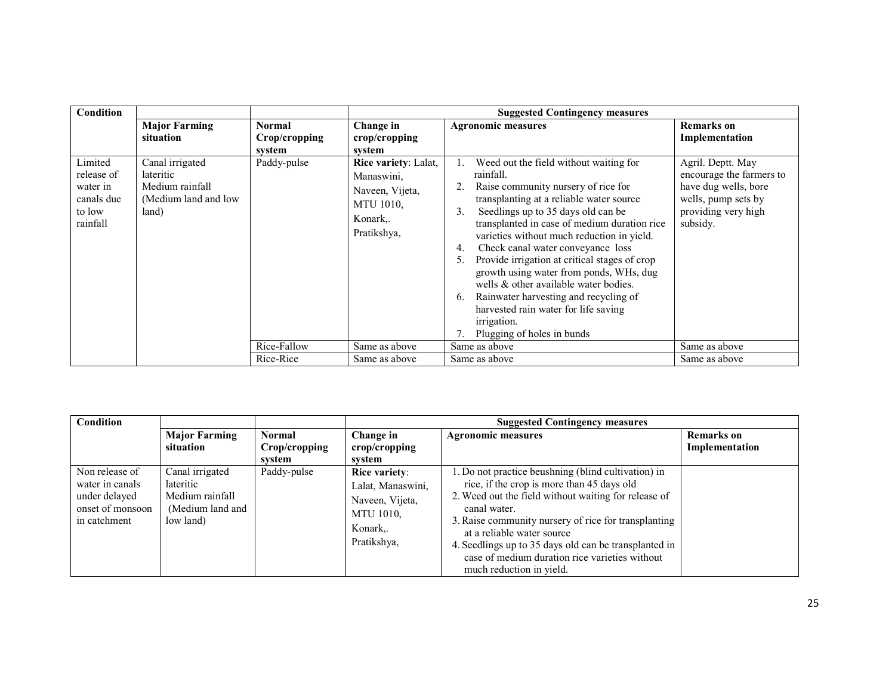| Condition | | | Suggested Contingency measures | | |
|---|---|---|---|---|---|
| | Major Farming situation | Normal Crop/cropping system | Change in crop/cropping system | Agronomic measures | Remarks on Implementation |
| Limited release of water in canals due to low rainfall | Canal irrigated lateritic Medium rainfall (Medium land and low land) | Paddy-pulse | **Rice variety**: Lalat, Manaswini, Naveen, Vijeta, MTU 1010, Konark,. Pratikshya, | 1. Weed out the field without waiting for rainfall.<br>2. Raise community nursery of rice for transplanting at a reliable water source<br>3. Seedlings up to 35 days old can be transplanted in case of medium duration rice varieties without much reduction in yield.<br>4. Check canal water conveyance loss<br>5. Provide irrigation at critical stages of crop growth using water from ponds, WHs, dug wells & other available water bodies.<br>6. Rainwater harvesting and recycling of harvested rain water for life saving irrigation.<br>7. Plugging of holes in bunds | Agril. Deptt. May encourage the farmers to have dug wells, bore wells, pump sets by providing very high subsidy. |
| | | Rice-Fallow | Same as above | Same as above | Same as above |
| | | Rice-Rice | Same as above | Same as above | Same as above |

| Condition | | | Suggested Contingency measures | | |
|---|---|---|---|---|---|
| | Major Farming situation | Normal Crop/cropping system | Change in crop/cropping system | Agronomic measures | Remarks on Implementation |
| Non release of water in canals under delayed onset of monsoon in catchment | Canal irrigated lateritic Medium rainfall (Medium land and low land) | Paddy-pulse | **Rice variety**: Lalat, Manaswini, Naveen, Vijeta, MTU 1010, Konark,. Pratikshya, | 1. Do not practice beushning (blind cultivation) in rice, if the crop is more than 45 days old<br>2. Weed out the field without waiting for release of canal water.<br>3. Raise community nursery of rice for transplanting at a reliable water source<br>4. Seedlings up to 35 days old can be transplanted in case of medium duration rice varieties without much reduction in yield. | |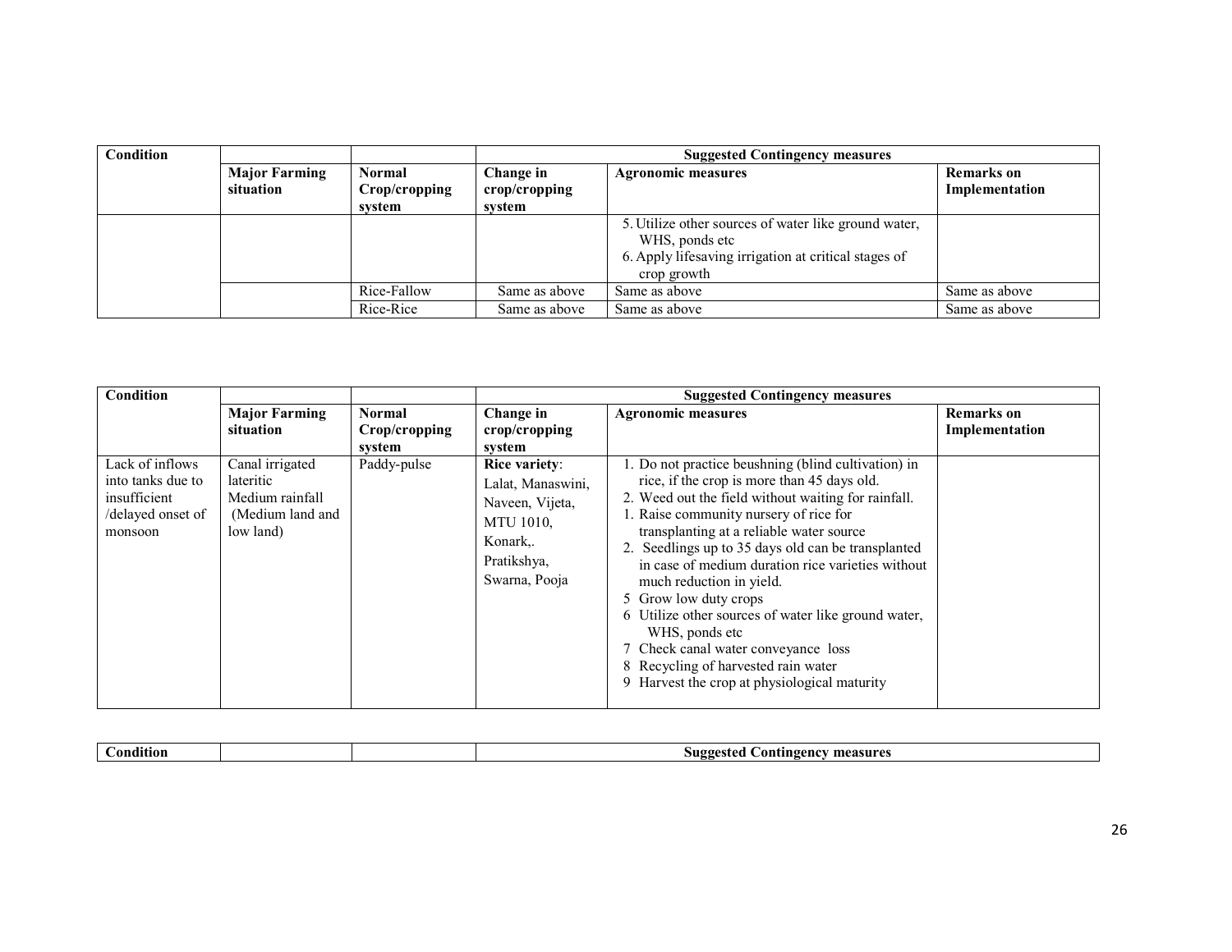| Condition | | | Suggested Contingency measures | | |
|---|---|---|---|---|---|
| | Major Farming situation | Normal Crop/cropping system | Change in crop/cropping system | Agronomic measures | Remarks on Implementation |
| | | | | 5. Utilize other sources of water like ground water, WHS, ponds etc<br>6. Apply lifesaving irrigation at critical stages of crop growth | |
| | | Rice-Fallow | Same as above | Same as above | Same as above |
| | | Rice-Rice | Same as above | Same as above | Same as above |

| Condition | | | Suggested Contingency measures | | |
|---|---|---|---|---|---|
| | Major Farming situation | Normal Crop/cropping system | Change in crop/cropping system | Agronomic measures | Remarks on Implementation |
| Lack of inflows into tanks due to insufficient /delayed onset of monsoon | Canal irrigated lateritic Medium rainfall (Medium land and low land) | Paddy-pulse | **Rice variety**: Lalat, Manaswini, Naveen, Vijeta, MTU 1010, Konark,. Pratikshya, Swarna, Pooja | 1. Do not practice beushning (blind cultivation) in rice, if the crop is more than 45 days old.<br>2. Weed out the field without waiting for rainfall.<br>1. Raise community nursery of rice for transplanting at a reliable water source<br>2. Seedlings up to 35 days old can be transplanted in case of medium duration rice varieties without much reduction in yield.<br>5 Grow low duty crops<br>6 Utilize other sources of water like ground water, WHS, ponds etc<br>7 Check canal water conveyance loss<br>8 Recycling of harvested rain water<br>9 Harvest the crop at physiological maturity | |

| Condition | | | Suggested Contingency measures | | |
|---|---|---|---|---|---|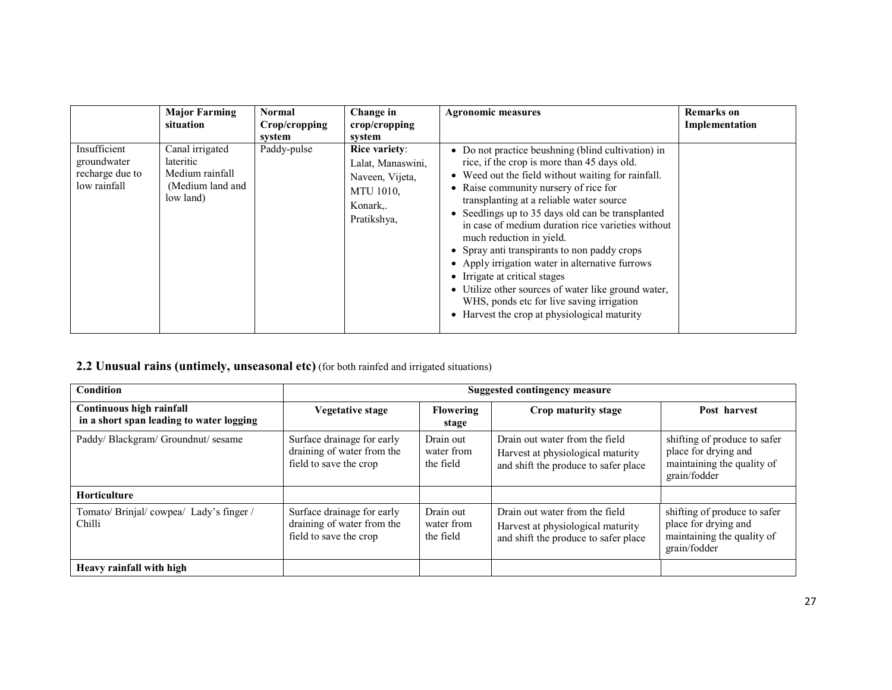| | Major Farming situation | Normal Crop/cropping system | Change in crop/cropping system | Agronomic measures | Remarks on Implementation |
|---|---|---|---|---|---|
| Insufficient groundwater recharge due to low rainfall | Canal irrigated lateritic Medium rainfall (Medium land and low land) | Paddy-pulse | **Rice variety**: Lalat, Manaswini, Naveen, Vijeta, MTU 1010, Konark,. Pratikshya, | • Do not practice beushning (blind cultivation) in rice, if the crop is more than 45 days old.<br>• Weed out the field without waiting for rainfall.<br>• Raise community nursery of rice for transplanting at a reliable water source<br>• Seedlings up to 35 days old can be transplanted in case of medium duration rice varieties without much reduction in yield.<br>• Spray anti transpirants to non paddy crops<br>• Apply irrigation water in alternative furrows<br>• Irrigate at critical stages<br>• Utilize other sources of water like ground water, WHS, ponds etc for live saving irrigation<br>• Harvest the crop at physiological maturity | |

## 2.2 Unusual rains (untimely, unseasonal etc) (for both rainfed and irrigated situations)

| Condition | Suggested contingency measure | | | |
|---|---|---|---|---|
| **Continuous high rainfall in a short span leading to water logging** | **Vegetative stage** | **Flowering stage** | **Crop maturity stage** | **Post harvest** |
| Paddy/ Blackgram/ Groundnut/ sesame | Surface drainage for early draining of water from the field to save the crop | Drain out water from the field | Drain out water from the field Harvest at physiological maturity and shift the produce to safer place | shifting of produce to safer place for drying and maintaining the quality of grain/fodder |
| **Horticulture** | | | | |
| Tomato/ Brinjal/ cowpea/ Lady's finger / Chilli | Surface drainage for early draining of water from the field to save the crop | Drain out water from the field | Drain out water from the field Harvest at physiological maturity and shift the produce to safer place | shifting of produce to safer place for drying and maintaining the quality of grain/fodder |
| **Heavy rainfall with high** | | | | |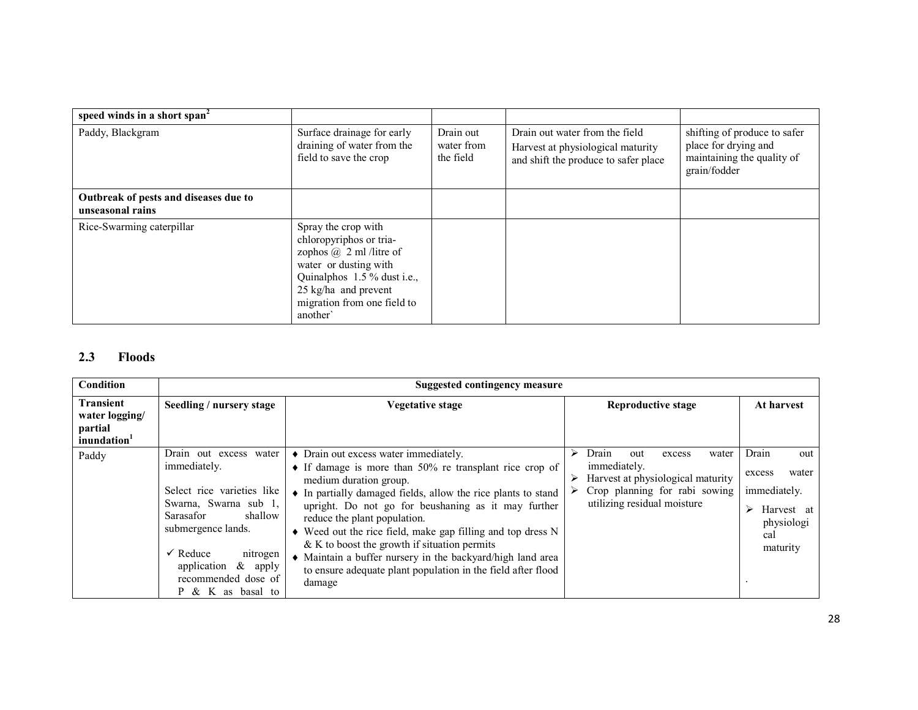| speed winds in a short span[2] | | | | |
|---|---|---|---|---|
| Paddy, Blackgram | Surface drainage for early draining of water from the field to save the crop | Drain out water from the field | Drain out water from the field<br>Harvest at physiological maturity and shift the produce to safer place | shifting of produce to safer place for drying and maintaining the quality of grain/fodder |
| **Outbreak of pests and diseases due to unseasonal rains** | | | | |
| Rice-Swarming caterpillar | Spray the crop with chloropyriphos or tria-zophos @ 2 ml /litre of water or dusting with Quinalphos 1.5 % dust i.e., 25 kg/ha and prevent migration from one field to another` | | | |

## 2.3 Floods

| Condition | Suggested contingency measure | | | |
|---|---|---|---|---|
| **Transient water logging/ partial inundation[1]** | **Seedling / nursery stage** | **Vegetative stage** | **Reproductive stage** | **At harvest** |
| Paddy | Drain out excess water immediately.<br><br>Select rice varieties like Swarna, Swarna sub 1, Sarasafor shallow submergence lands.<br><br>✓ Reduce nitrogen application & apply recommended dose of P & K as basal to | ♦ Drain out excess water immediately.<br>♦ If damage is more than 50% re transplant rice crop of medium duration group.<br>♦ In partially damaged fields, allow the rice plants to stand upright. Do not go for beushaning as it may further reduce the plant population.<br>♦ Weed out the rice field, make gap filling and top dress N & K to boost the growth if situation permits<br>♦ Maintain a buffer nursery in the backyard/high land area to ensure adequate plant population in the field after flood damage | ➢ Drain out excess water immediately.<br>➢ Harvest at physiological maturity<br>➢ Crop planning for rabi sowing utilizing residual moisture | Drain out excess water immediately.<br>➢ Harvest at physiological maturity<br>. |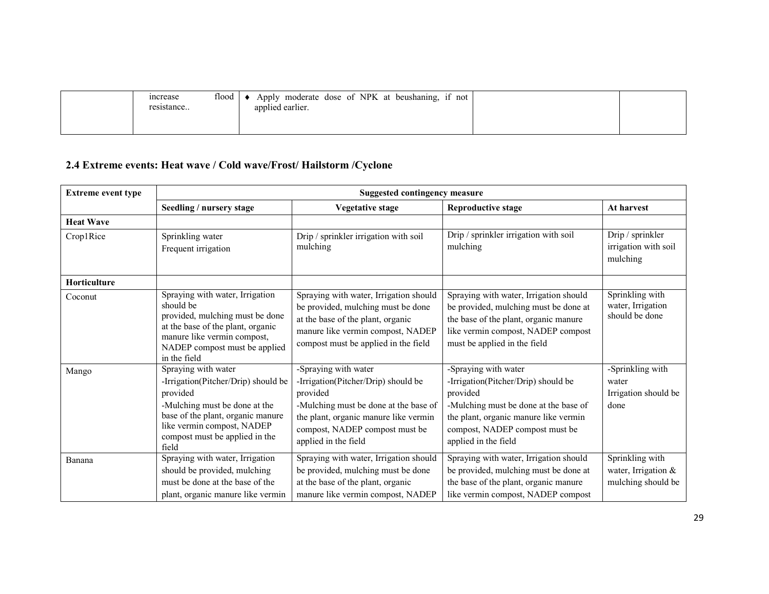| | increase flood resistance.. | ♦ Apply moderate dose of NPK at beushaning, if not applied earlier. | | |
|---|---|---|---|---|

## 2.4 Extreme events: Heat wave / Cold wave/Frost/ Hailstorm /Cyclone

| Extreme event type | Suggested contingency measure | | | |
|---|---|---|---|---|
| | Seedling / nursery stage | Vegetative stage | Reproductive stage | At harvest |
| **Heat Wave** | | | | |
| Crop1Rice | Sprinkling water<br>Frequent irrigation | Drip / sprinkler irrigation with soil mulching | Drip / sprinkler irrigation with soil mulching | Drip / sprinkler irrigation with soil mulching |
| **Horticulture** | | | | |
| Coconut | Spraying with water, Irrigation should be provided, mulching must be done at the base of the plant, organic manure like vermin compost, NADEP compost must be applied in the field | Spraying with water, Irrigation should be provided, mulching must be done at the base of the plant, organic manure like vermin compost, NADEP compost must be applied in the field | Spraying with water, Irrigation should be provided, mulching must be done at the base of the plant, organic manure like vermin compost, NADEP compost must be applied in the field | Sprinkling with water, Irrigation should be done |
| Mango | Spraying with water<br>-Irrigation(Pitcher/Drip) should be provided<br>-Mulching must be done at the base of the plant, organic manure like vermin compost, NADEP compost must be applied in the field | -Spraying with water<br>-Irrigation(Pitcher/Drip) should be provided<br>-Mulching must be done at the base of the plant, organic manure like vermin compost, NADEP compost must be applied in the field | -Spraying with water<br>-Irrigation(Pitcher/Drip) should be provided<br>-Mulching must be done at the base of the plant, organic manure like vermin compost, NADEP compost must be applied in the field | -Sprinkling with water<br>Irrigation should be done |
| Banana | Spraying with water, Irrigation should be provided, mulching must be done at the base of the plant, organic manure like vermin | Spraying with water, Irrigation should be provided, mulching must be done at the base of the plant, organic manure like vermin compost, NADEP | Spraying with water, Irrigation should be provided, mulching must be done at the base of the plant, organic manure like vermin compost, NADEP compost | Sprinkling with water, Irrigation & mulching should be |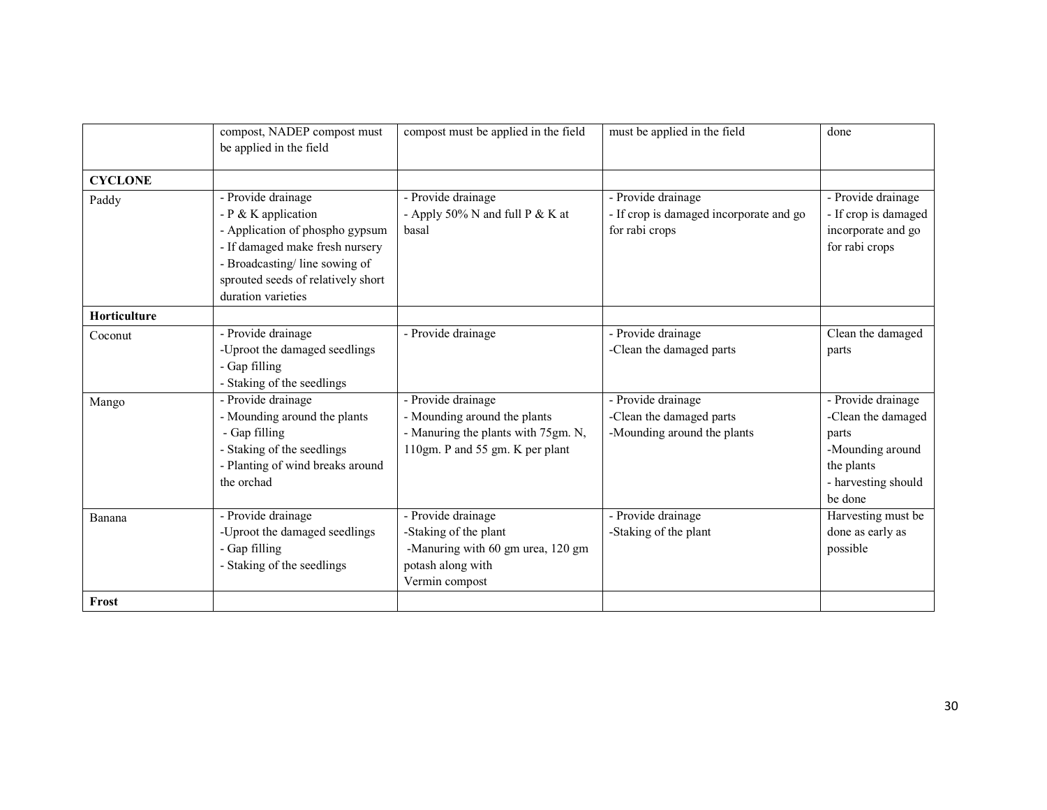|  |  |  |  |  |
|---|---|---|---|---|
|  | compost, NADEP compost must be applied in the field | compost must be applied in the field | must be applied in the field | done |
| **CYCLONE** |  |  |  |  |
| Paddy | - Provide drainage<br>- P & K application<br>- Application of phospho gypsum<br>- If damaged make fresh nursery<br>- Broadcasting/ line sowing of sprouted seeds of relatively short duration varieties | - Provide drainage<br>- Apply 50% N and full P & K at basal | - Provide drainage<br>- If crop is damaged incorporate and go for rabi crops | - Provide drainage<br>- If crop is damaged incorporate and go for rabi crops |
| **Horticulture** |  |  |  |  |
| Coconut | - Provide drainage<br>-Uproot the damaged seedlings<br>- Gap filling<br>- Staking of the seedlings | - Provide drainage | - Provide drainage<br>-Clean the damaged parts | Clean the damaged parts |
| Mango | - Provide drainage<br>- Mounding around the plants<br>- Gap filling<br>- Staking of the seedlings<br>- Planting of wind breaks around the orchad | - Provide drainage<br>- Mounding around the plants<br>- Manuring the plants with 75gm. N, 110gm. P and 55 gm. K per plant | - Provide drainage<br>-Clean the damaged parts<br>-Mounding around the plants | - Provide drainage<br>-Clean the damaged parts<br>-Mounding around the plants<br>- harvesting should be done |
| Banana | - Provide drainage<br>-Uproot the damaged seedlings<br>- Gap filling<br>- Staking of the seedlings | - Provide drainage<br>-Staking of the plant<br>-Manuring with 60 gm urea, 120 gm potash along with Vermin compost | - Provide drainage<br>-Staking of the plant | Harvesting must be done as early as possible |
| **Frost** |  |  |  |  |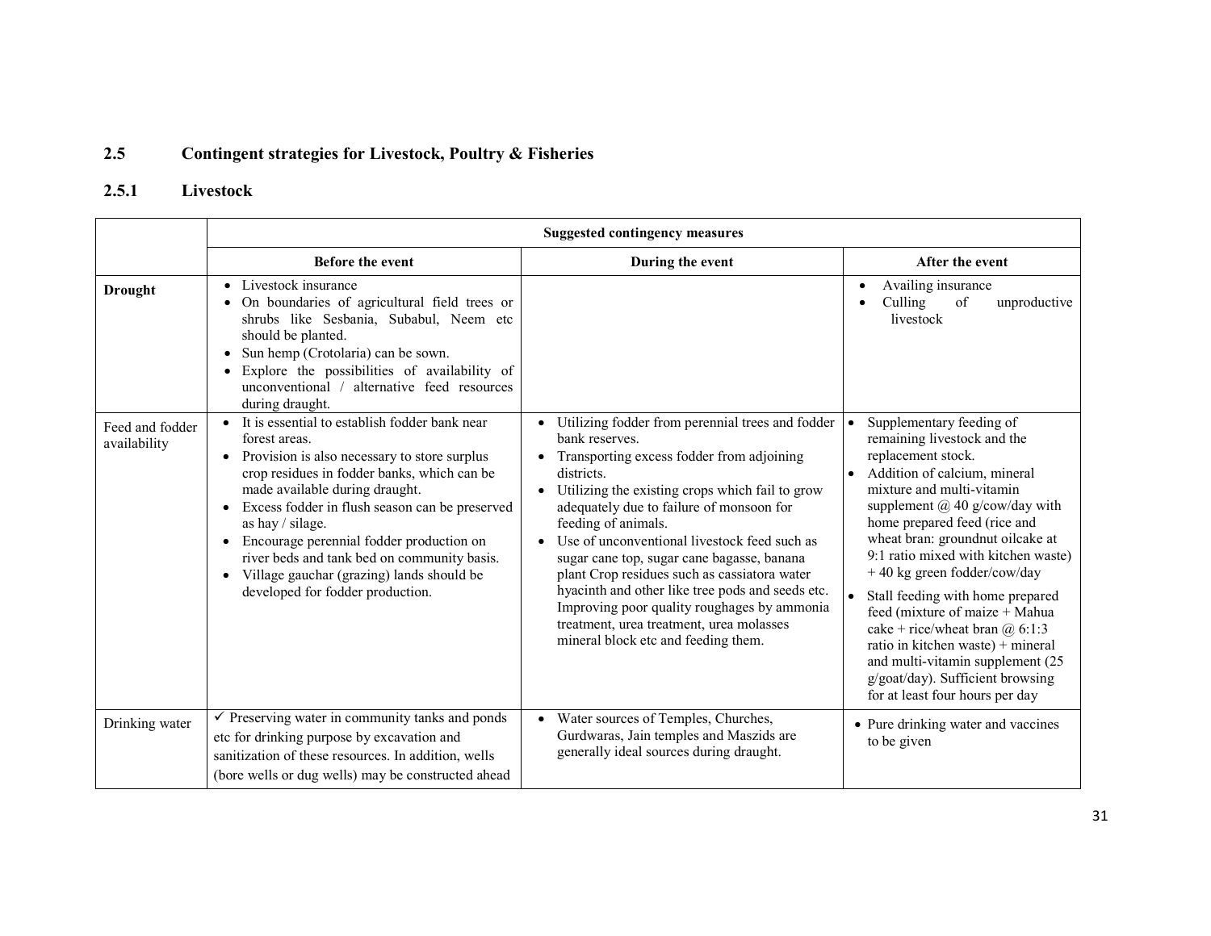## 2.5 Contingent strategies for Livestock, Poultry & Fisheries

### 2.5.1 Livestock

| | Suggested contingency measures | | |
|---|---|---|---|
| | **Before the event** | **During the event** | **After the event** |
| **Drought** | • Livestock insurance<br>• On boundaries of agricultural field trees or shrubs like Sesbania, Subabul, Neem etc should be planted.<br>• Sun hemp (Crotolaria) can be sown.<br>• Explore the possibilities of availability of unconventional / alternative feed resources during draught. | | • Availing insurance<br>• Culling of unproductive livestock |
| Feed and fodder availability | • It is essential to establish fodder bank near forest areas.<br>• Provision is also necessary to store surplus crop residues in fodder banks, which can be made available during draught.<br>• Excess fodder in flush season can be preserved as hay / silage.<br>• Encourage perennial fodder production on river beds and tank bed on community basis.<br>• Village gauchar (grazing) lands should be developed for fodder production. | • Utilizing fodder from perennial trees and fodder bank reserves.<br>• Transporting excess fodder from adjoining districts.<br>• Utilizing the existing crops which fail to grow adequately due to failure of monsoon for feeding of animals.<br>• Use of unconventional livestock feed such as sugar cane top, sugar cane bagasse, banana plant Crop residues such as cassiatora water hyacinth and other like tree pods and seeds etc. Improving poor quality roughages by ammonia treatment, urea treatment, urea molasses mineral block etc and feeding them. | • Supplementary feeding of remaining livestock and the replacement stock.<br>• Addition of calcium, mineral mixture and multi-vitamin supplement @ 40 g/cow/day with home prepared feed (rice and wheat bran: groundnut oilcake at 9:1 ratio mixed with kitchen waste) + 40 kg green fodder/cow/day<br>• Stall feeding with home prepared feed (mixture of maize + Mahua cake + rice/wheat bran @ 6:1:3 ratio in kitchen waste) + mineral and multi-vitamin supplement (25 g/goat/day). Sufficient browsing for at least four hours per day |
| Drinking water | ✓ Preserving water in community tanks and ponds etc for drinking purpose by excavation and sanitization of these resources. In addition, wells (bore wells or dug wells) may be constructed ahead | • Water sources of Temples, Churches, Gurdwaras, Jain temples and Maszids are generally ideal sources during draught. | • Pure drinking water and vaccines to be given |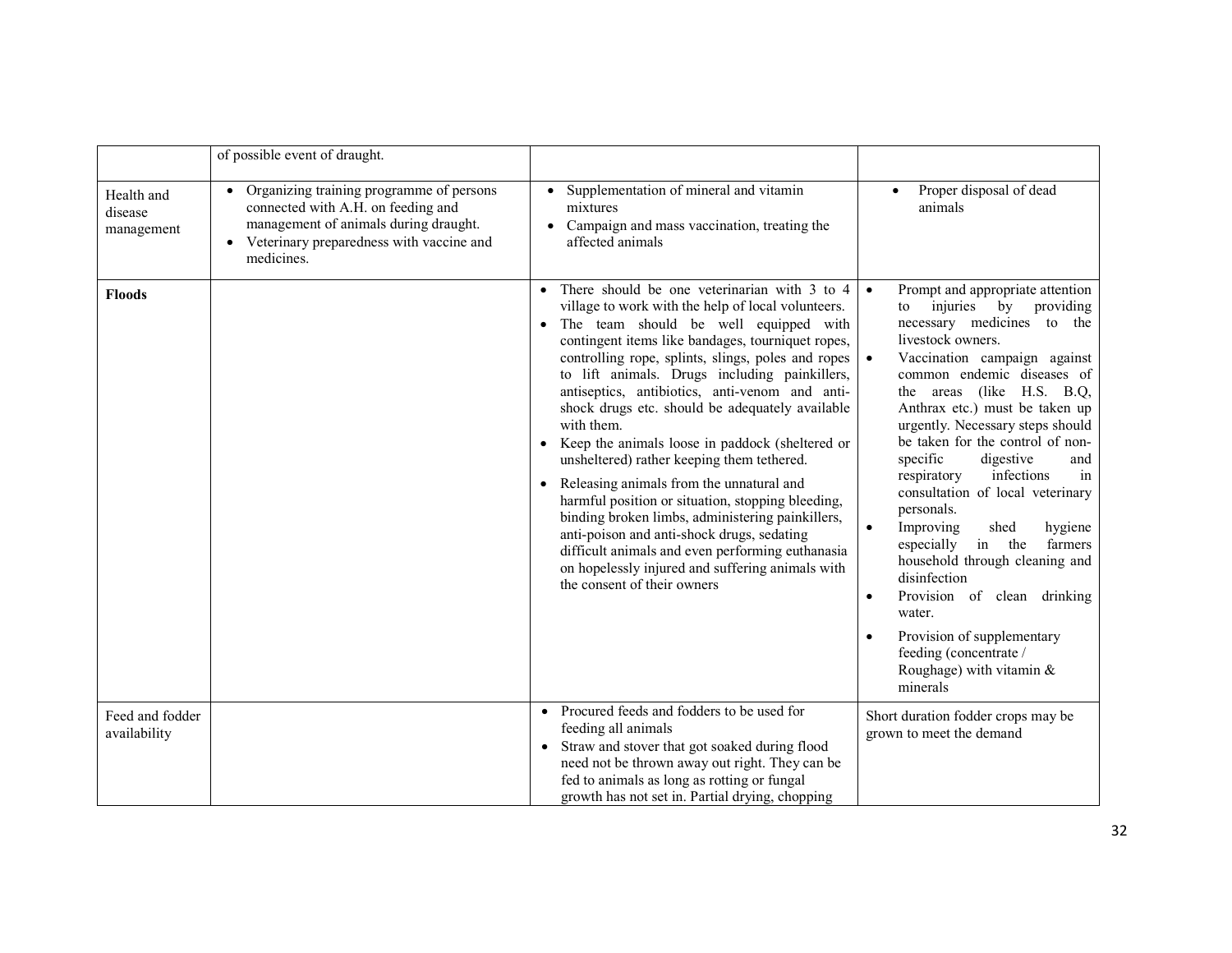| | | | |
|---|---|---|---|
| | of possible event of draught. | | |
| Health and disease management | • Organizing training programme of persons connected with A.H. on feeding and management of animals during draught.<br>• Veterinary preparedness with vaccine and medicines. | • Supplementation of mineral and vitamin mixtures<br>• Campaign and mass vaccination, treating the affected animals | • Proper disposal of dead animals |
| **Floods** | | • There should be one veterinarian with 3 to 4 village to work with the help of local volunteers.<br>• The team should be well equipped with contingent items like bandages, tourniquet ropes, controlling rope, splints, slings, poles and ropes to lift animals. Drugs including painkillers, antiseptics, antibiotics, anti-venom and anti-shock drugs etc. should be adequately available with them.<br>• Keep the animals loose in paddock (sheltered or unsheltered) rather keeping them tethered.<br>• Releasing animals from the unnatural and harmful position or situation, stopping bleeding, binding broken limbs, administering painkillers, anti-poison and anti-shock drugs, sedating difficult animals and even performing euthanasia on hopelessly injured and suffering animals with the consent of their owners | • Prompt and appropriate attention to injuries by providing necessary medicines to the livestock owners.<br>• Vaccination campaign against common endemic diseases of the areas (like H.S. B.Q, Anthrax etc.) must be taken up urgently. Necessary steps should be taken for the control of non-specific digestive and respiratory infections in consultation of local veterinary personals.<br>• Improving shed hygiene especially in the farmers household through cleaning and disinfection<br>• Provision of clean drinking water.<br>• Provision of supplementary feeding (concentrate / Roughage) with vitamin & minerals |
| Feed and fodder availability | | • Procured feeds and fodders to be used for feeding all animals<br>• Straw and stover that got soaked during flood need not be thrown away out right. They can be fed to animals as long as rotting or fungal growth has not set in. Partial drying, chopping | Short duration fodder crops may be grown to meet the demand |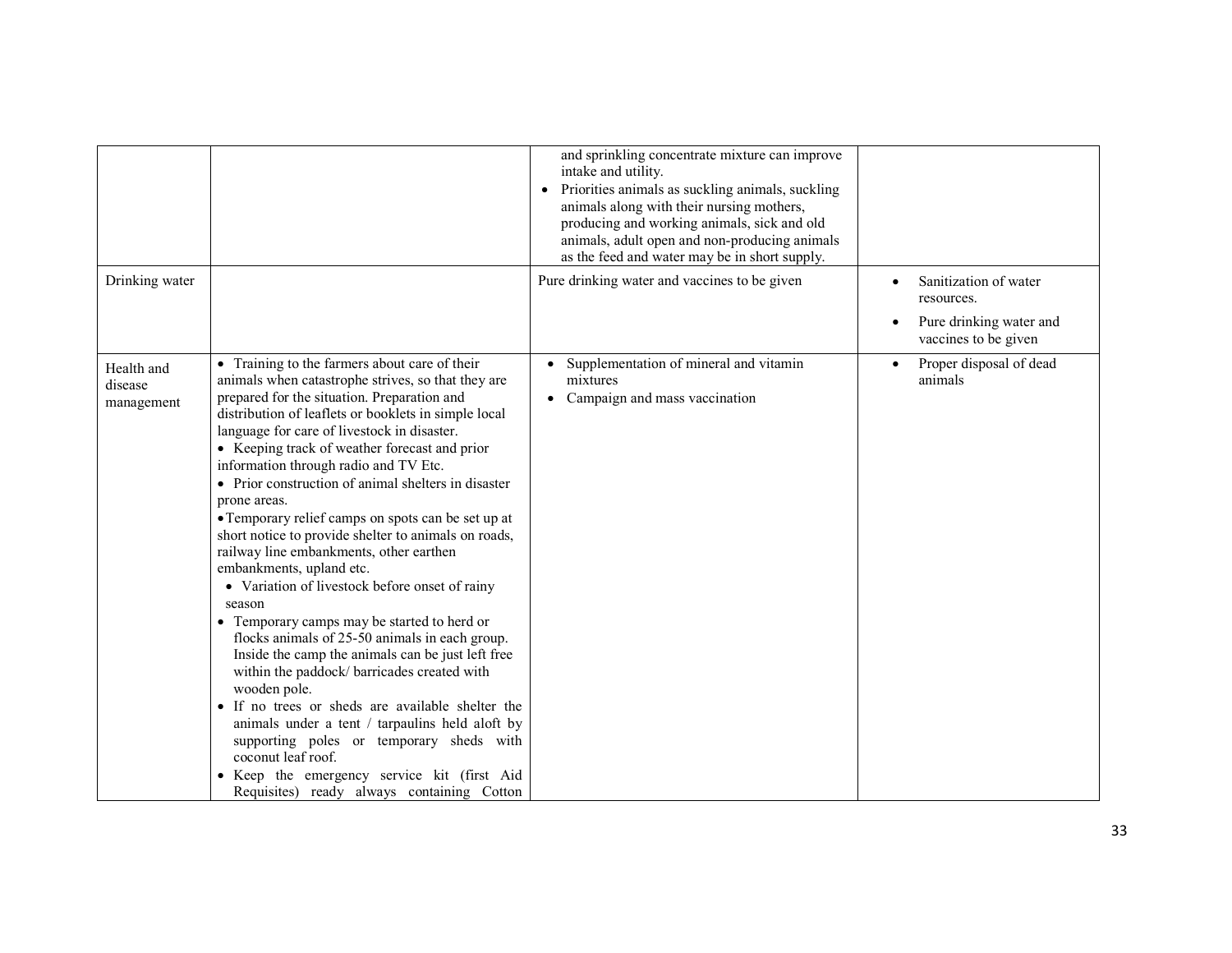| | | | |
|---|---|---|---|
| | | and sprinkling concentrate mixture can improve intake and utility.<br>• Priorities animals as suckling animals, suckling animals along with their nursing mothers, producing and working animals, sick and old animals, adult open and non-producing animals as the feed and water may be in short supply. | |
| Drinking water | | Pure drinking water and vaccines to be given | • Sanitization of water resources.<br>• Pure drinking water and vaccines to be given |
| Health and disease management | • Training to the farmers about care of their animals when catastrophe strives, so that they are prepared for the situation. Preparation and distribution of leaflets or booklets in simple local language for care of livestock in disaster.<br>• Keeping track of weather forecast and prior information through radio and TV Etc.<br>• Prior construction of animal shelters in disaster prone areas.<br>• Temporary relief camps on spots can be set up at short notice to provide shelter to animals on roads, railway line embankments, other earthen embankments, upland etc.<br>• Variation of livestock before onset of rainy season<br>• Temporary camps may be started to herd or flocks animals of 25-50 animals in each group. Inside the camp the animals can be just left free within the paddock/ barricades created with wooden pole.<br>• If no trees or sheds are available shelter the animals under a tent / tarpaulins held aloft by supporting poles or temporary sheds with coconut leaf roof.<br>• Keep the emergency service kit (first Aid Requisites) ready always containing Cotton | • Supplementation of mineral and vitamin mixtures<br>• Campaign and mass vaccination | • Proper disposal of dead animals |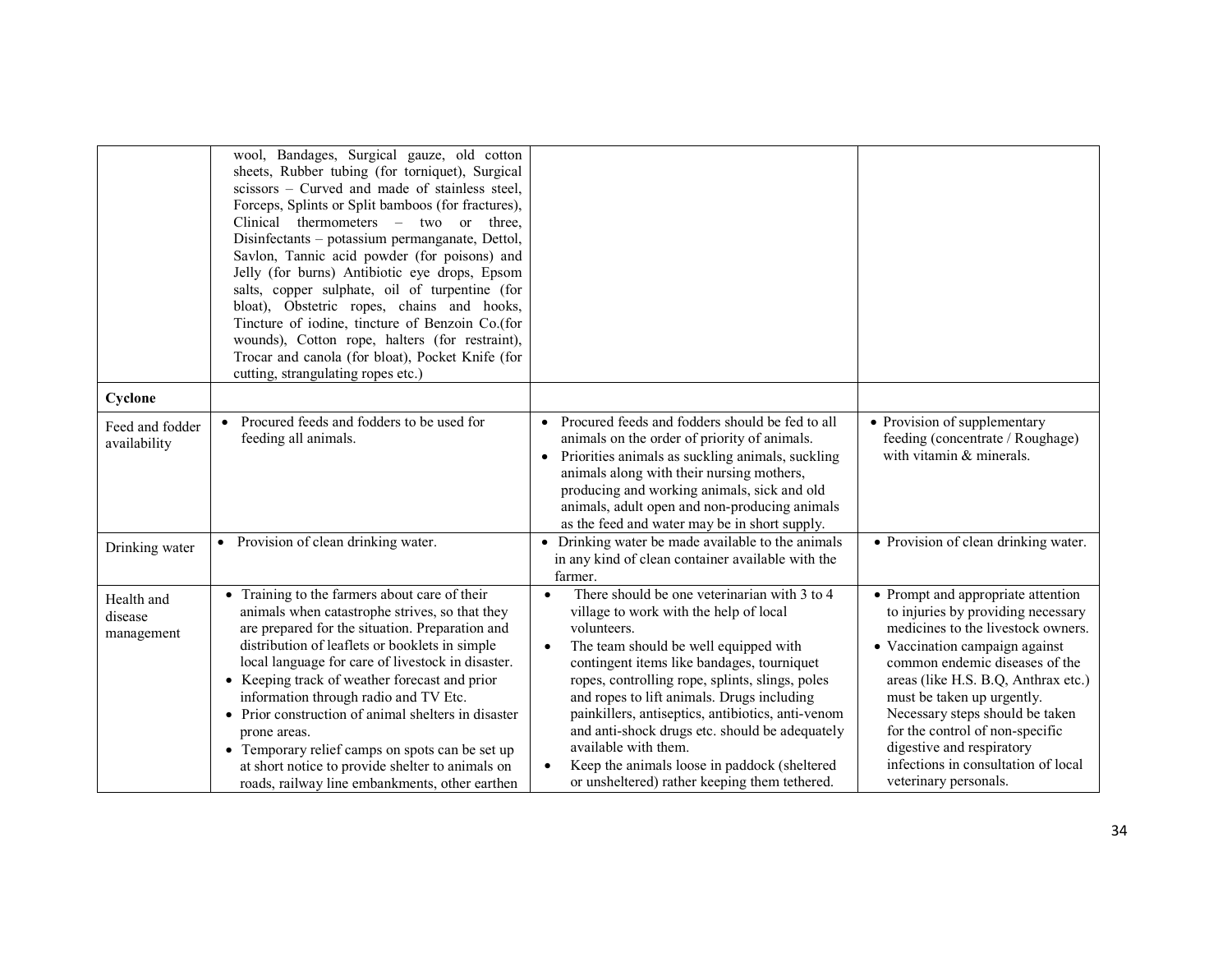| | | | |
|---|---|---|---|
| | wool, Bandages, Surgical gauze, old cotton sheets, Rubber tubing (for torniquet), Surgical scissors – Curved and made of stainless steel, Forceps, Splints or Split bamboos (for fractures), Clinical thermometers – two or three, Disinfectants – potassium permanganate, Dettol, Savlon, Tannic acid powder (for poisons) and Jelly (for burns) Antibiotic eye drops, Epsom salts, copper sulphate, oil of turpentine (for bloat), Obstetric ropes, chains and hooks, Tincture of iodine, tincture of Benzoin Co.(for wounds), Cotton rope, halters (for restraint), Trocar and canola (for bloat), Pocket Knife (for cutting, strangulating ropes etc.) | | |
| **Cyclone** | | | |
| Feed and fodder availability | • Procured feeds and fodders to be used for feeding all animals. | • Procured feeds and fodders should be fed to all animals on the order of priority of animals.<br>• Priorities animals as suckling animals, suckling animals along with their nursing mothers, producing and working animals, sick and old animals, adult open and non-producing animals as the feed and water may be in short supply. | • Provision of supplementary feeding (concentrate / Roughage) with vitamin & minerals. |
| Drinking water | • Provision of clean drinking water. | • Drinking water be made available to the animals in any kind of clean container available with the farmer. | • Provision of clean drinking water. |
| Health and disease management | • Training to the farmers about care of their animals when catastrophe strives, so that they are prepared for the situation. Preparation and distribution of leaflets or booklets in simple local language for care of livestock in disaster.<br>• Keeping track of weather forecast and prior information through radio and TV Etc.<br>• Prior construction of animal shelters in disaster prone areas.<br>• Temporary relief camps on spots can be set up at short notice to provide shelter to animals on roads, railway line embankments, other earthen | • There should be one veterinarian with 3 to 4 village to work with the help of local volunteers.<br>• The team should be well equipped with contingent items like bandages, tourniquet ropes, controlling rope, splints, slings, poles and ropes to lift animals. Drugs including painkillers, antiseptics, antibiotics, anti-venom and anti-shock drugs etc. should be adequately available with them.<br>• Keep the animals loose in paddock (sheltered or unsheltered) rather keeping them tethered. | • Prompt and appropriate attention to injuries by providing necessary medicines to the livestock owners.<br>• Vaccination campaign against common endemic diseases of the areas (like H.S. B.Q, Anthrax etc.) must be taken up urgently. Necessary steps should be taken for the control of non-specific digestive and respiratory infections in consultation of local veterinary personals. |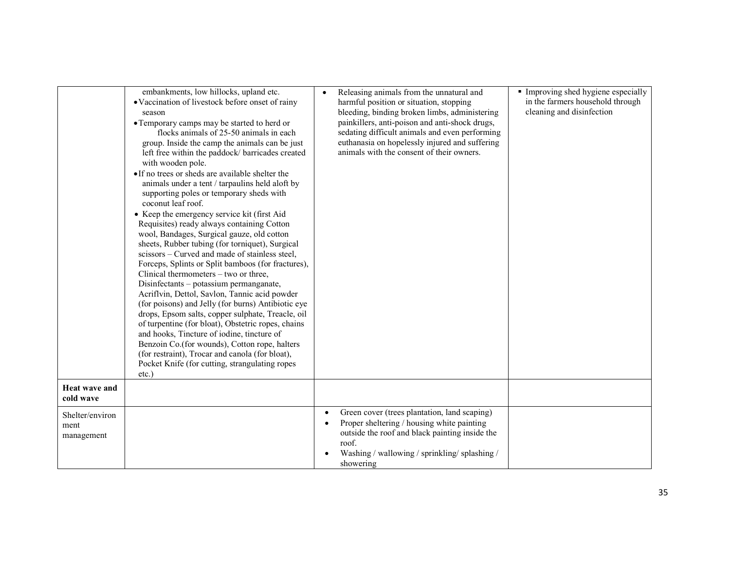| | | | |
|---|---|---|---|
| | embankments, low hillocks, upland etc.<br>• Vaccination of livestock before onset of rainy season<br>• Temporary camps may be started to herd or flocks animals of 25-50 animals in each group. Inside the camp the animals can be just left free within the paddock/ barricades created with wooden pole.<br>• If no trees or sheds are available shelter the animals under a tent / tarpaulins held aloft by supporting poles or temporary sheds with coconut leaf roof.<br>• Keep the emergency service kit (first Aid Requisites) ready always containing Cotton wool, Bandages, Surgical gauze, old cotton sheets, Rubber tubing (for torniquet), Surgical scissors – Curved and made of stainless steel, Forceps, Splints or Split bamboos (for fractures), Clinical thermometers – two or three, Disinfectants – potassium permanganate, Acriflvin, Dettol, Savlon, Tannic acid powder (for poisons) and Jelly (for burns) Antibiotic eye drops, Epsom salts, copper sulphate, Treacle, oil of turpentine (for bloat), Obstetric ropes, chains and hooks, Tincture of iodine, tincture of Benzoin Co.(for wounds), Cotton rope, halters (for restraint), Trocar and canola (for bloat), Pocket Knife (for cutting, strangulating ropes etc.) | • Releasing animals from the unnatural and harmful position or situation, stopping bleeding, binding broken limbs, administering painkillers, anti-poison and anti-shock drugs, sedating difficult animals and even performing euthanasia on hopelessly injured and suffering animals with the consent of their owners. | ▪ Improving shed hygiene especially in the farmers household through cleaning and disinfection |
| **Heat wave and cold wave** | | | |
| Shelter/environment management | | • Green cover (trees plantation, land scaping)<br>• Proper sheltering / housing white painting outside the roof and black painting inside the roof.<br>• Washing / wallowing / sprinkling/ splashing / showering | |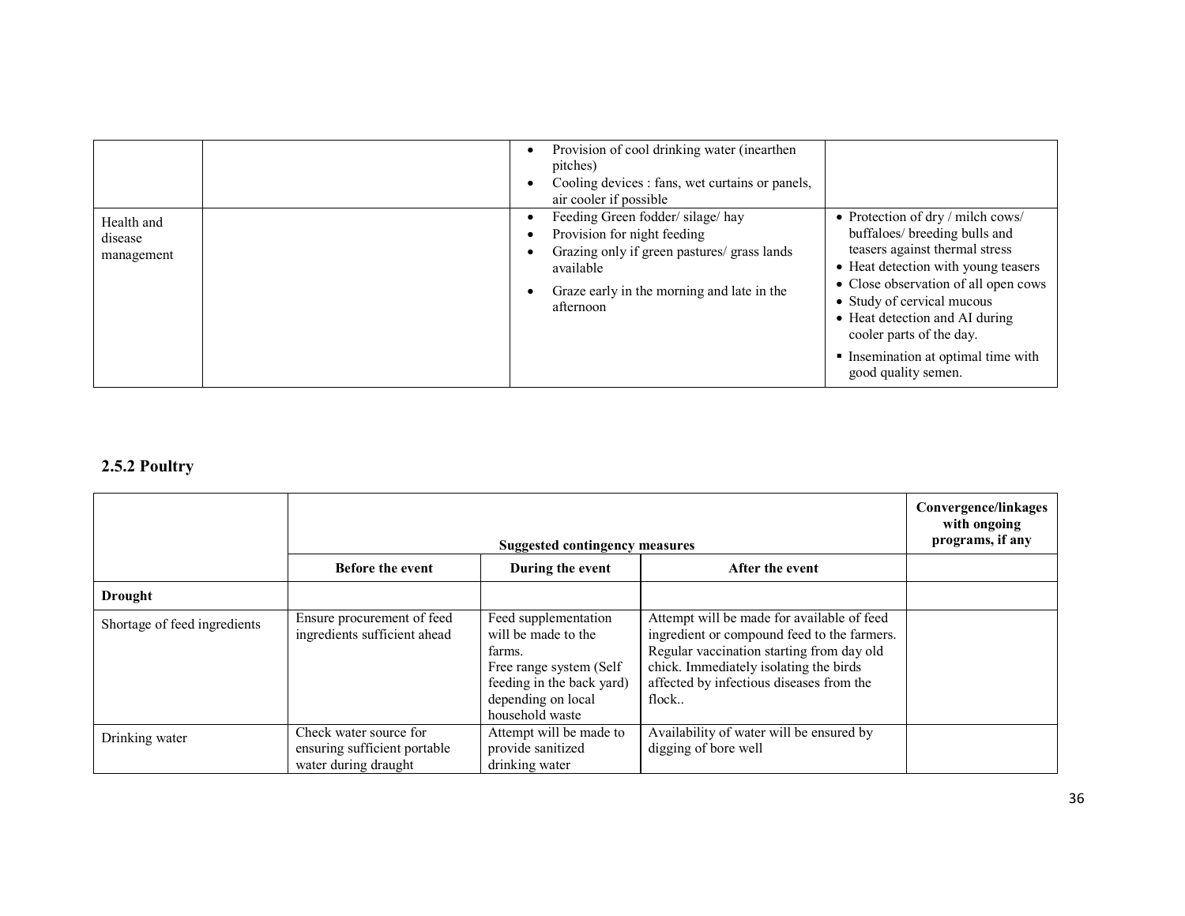|  |  | • Provision of cool drinking water (inearthen pitches)<br>• Cooling devices : fans, wet curtains or panels, air cooler if possible |  |
|---|---|---|---|
| Health and disease management |  | • Feeding Green fodder/ silage/ hay<br>• Provision for night feeding<br>• Grazing only if green pastures/ grass lands available<br>• Graze early in the morning and late in the afternoon | • Protection of dry / milch cows/ buffaloes/ breeding bulls and teasers against thermal stress<br>• Heat detection with young teasers<br>• Close observation of all open cows<br>• Study of cervical mucous<br>• Heat detection and AI during cooler parts of the day.<br>▪ Insemination at optimal time with good quality semen. |

### 2.5.2 Poultry

|  | Suggested contingency measures |  |  | Convergence/linkages with ongoing programs, if any |
|---|---|---|---|---|
|  | **Before the event** | **During the event** | **After the event** |  |
| **Drought** |  |  |  |  |
| Shortage of feed ingredients | Ensure procurement of feed ingredients sufficient ahead | Feed supplementation will be made to the farms.<br>Free range system (Self feeding in the back yard) depending on local household waste | Attempt will be made for available of feed ingredient or compound feed to the farmers. Regular vaccination starting from day old chick. Immediately isolating the birds affected by infectious diseases from the flock.. |  |
| Drinking water | Check water source for ensuring sufficient portable water during draught | Attempt will be made to provide sanitized drinking water | Availability of water will be ensured by digging of bore well |  |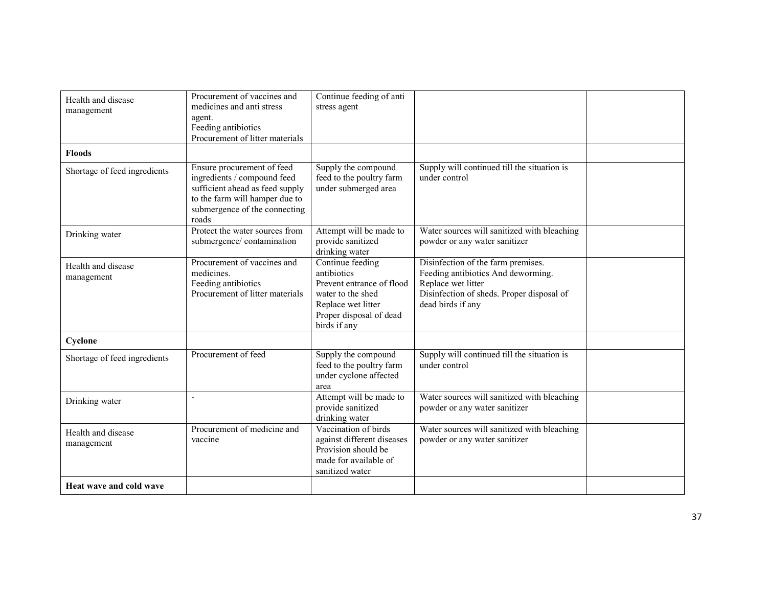| | | | | |
|---|---|---|---|---|
| Health and disease management | Procurement of vaccines and medicines and anti stress agent.<br>Feeding antibiotics<br>Procurement of litter materials | Continue feeding of anti stress agent | | |
| **Floods** | | | | |
| Shortage of feed ingredients | Ensure procurement of feed ingredients / compound feed sufficient ahead as feed supply to the farm will hamper due to submergence of the connecting roads | Supply the compound feed to the poultry farm under submerged area | Supply will continued till the situation is under control | |
| Drinking water | Protect the water sources from submergence/ contamination | Attempt will be made to provide sanitized drinking water | Water sources will sanitized with bleaching powder or any water sanitizer | |
| Health and disease management | Procurement of vaccines and medicines.<br>Feeding antibiotics<br>Procurement of litter materials | Continue feeding antibiotics<br>Prevent entrance of flood water to the shed<br>Replace wet litter<br>Proper disposal of dead birds if any | Disinfection of the farm premises.<br>Feeding antibiotics And deworming.<br>Replace wet litter<br>Disinfection of sheds. Proper disposal of dead birds if any | |
| **Cyclone** | | | | |
| Shortage of feed ingredients | Procurement of feed | Supply the compound feed to the poultry farm under cyclone affected area | Supply will continued till the situation is under control | |
| Drinking water | - | Attempt will be made to provide sanitized drinking water | Water sources will sanitized with bleaching powder or any water sanitizer | |
| Health and disease management | Procurement of medicine and vaccine | Vaccination of birds against different diseases<br>Provision should be made for available of sanitized water | Water sources will sanitized with bleaching powder or any water sanitizer | |
| **Heat wave and cold wave** | | | | |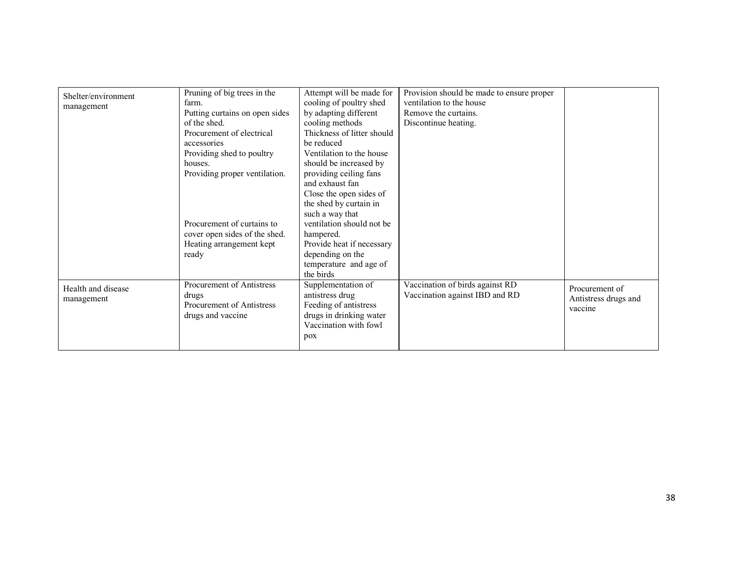| | | | | |
|---|---|---|---|---|
| Shelter/environment management | Pruning of big trees in the farm.<br>Putting curtains on open sides of the shed.<br>Procurement of electrical accessories<br>Providing shed to poultry houses.<br>Providing proper ventilation.<br><br>Procurement of curtains to cover open sides of the shed.<br>Heating arrangement kept ready | Attempt will be made for cooling of poultry shed by adapting different cooling methods<br>Thickness of litter should be reduced<br>Ventilation to the house should be increased by providing ceiling fans and exhaust fan<br>Close the open sides of the shed by curtain in such a way that ventilation should not be hampered.<br>Provide heat if necessary depending on the temperature and age of the birds | Provision should be made to ensure proper ventilation to the house<br>Remove the curtains.<br>Discontinue heating. | |
| Health and disease management | Procurement of Antistress drugs<br>Procurement of Antistress drugs and vaccine | Supplementation of antistress drug<br>Feeding of antistress drugs in drinking water<br>Vaccination with fowl pox | Vaccination of birds against RD<br>Vaccination against IBD and RD | Procurement of Antistress drugs and vaccine |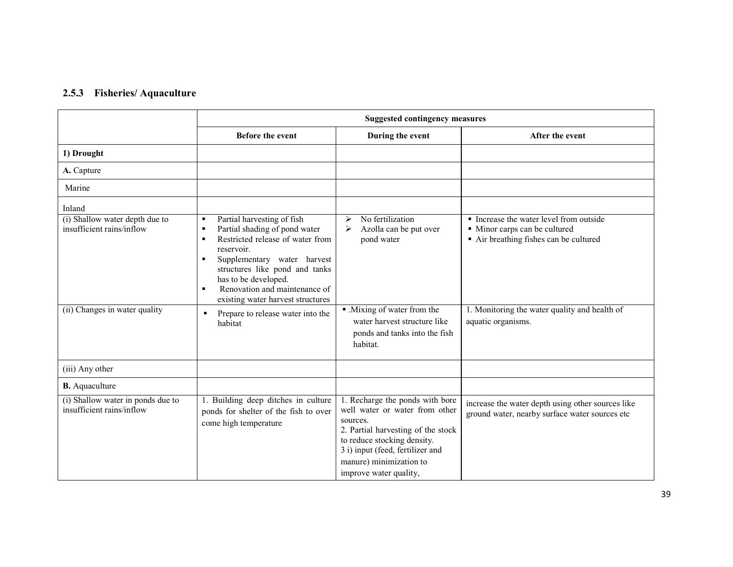### 2.5.3 Fisheries/ Aquaculture

| | Suggested contingency measures | | |
|---|---|---|---|
| | **Before the event** | **During the event** | **After the event** |
| **1) Drought** | | | |
| **A.** Capture | | | |
| Marine | | | |
| Inland | | | |
| (i) Shallow water depth due to insufficient rains/inflow | ▪ Partial harvesting of fish<br>▪ Partial shading of pond water<br>▪ Restricted release of water from reservoir.<br>▪ Supplementary water harvest structures like pond and tanks has to be developed.<br>▪ Renovation and maintenance of existing water harvest structures | ➢ No fertilization<br>➢ Azolla can be put over pond water | ▪ Increase the water level from outside<br>▪ Minor carps can be cultured<br>▪ Air breathing fishes can be cultured |
| (ii) Changes in water quality | ▪ Prepare to release water into the habitat | ▪ .Mixing of water from the water harvest structure like ponds and tanks into the fish habitat. | 1. Monitoring the water quality and health of aquatic organisms. |
| (iii) Any other | | | |
| **B.** Aquaculture | | | |
| (i) Shallow water in ponds due to insufficient rains/inflow | 1. Building deep ditches in culture ponds for shelter of the fish to over come high temperature | 1. Recharge the ponds with bore well water or water from other sources.<br>2. Partial harvesting of the stock to reduce stocking density.<br>3 i) input (feed, fertilizer and manure) minimization to improve water quality, | increase the water depth using other sources like ground water, nearby surface water sources etc |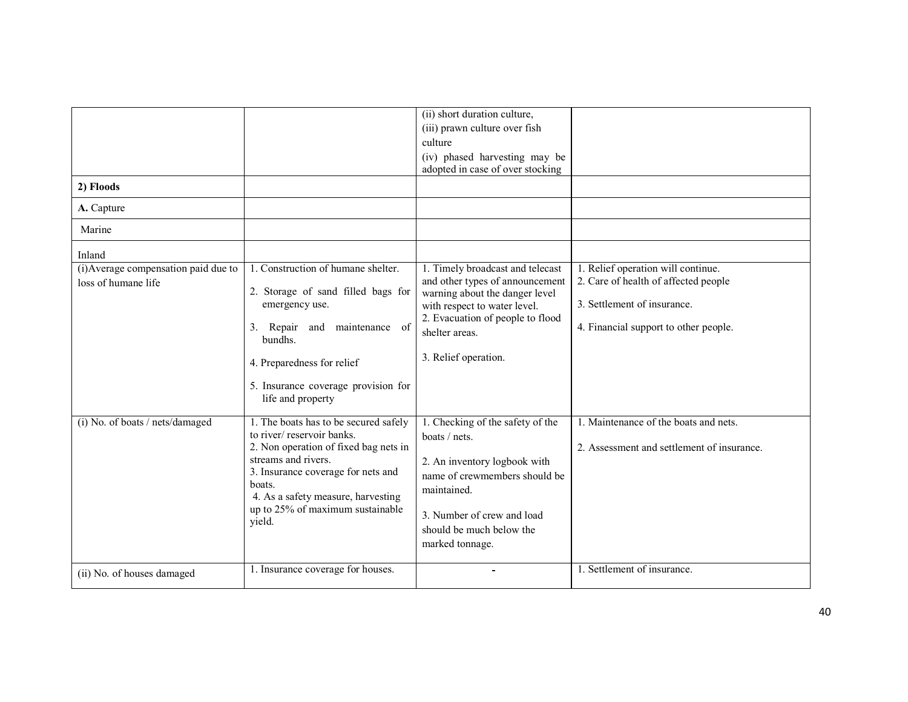| | | | |
|---|---|---|---|
| | | (ii) short duration culture,<br>(iii) prawn culture over fish culture<br>(iv) phased harvesting may be adopted in case of over stocking | |
| **2) Floods** | | | |
| **A.** Capture | | | |
| Marine | | | |
| Inland | | | |
| (i)Average compensation paid due to loss of humane life | 1. Construction of humane shelter.<br>2. Storage of sand filled bags for emergency use.<br>3. Repair and maintenance of bundhs.<br>4. Preparedness for relief<br>5. Insurance coverage provision for life and property | 1. Timely broadcast and telecast and other types of announcement warning about the danger level with respect to water level.<br>2. Evacuation of people to flood shelter areas.<br>3. Relief operation. | 1. Relief operation will continue.<br>2. Care of health of affected people<br>3. Settlement of insurance.<br>4. Financial support to other people. |
| (i) No. of boats / nets/damaged | 1. The boats has to be secured safely to river/ reservoir banks.<br>2. Non operation of fixed bag nets in streams and rivers.<br>3. Insurance coverage for nets and boats.<br>4. As a safety measure, harvesting up to 25% of maximum sustainable yield. | 1. Checking of the safety of the boats / nets.<br>2. An inventory logbook with name of crewmembers should be maintained.<br>3. Number of crew and load should be much below the marked tonnage. | 1. Maintenance of the boats and nets.<br>2. Assessment and settlement of insurance. |
| (ii) No. of houses damaged | 1. Insurance coverage for houses. | - | 1. Settlement of insurance. |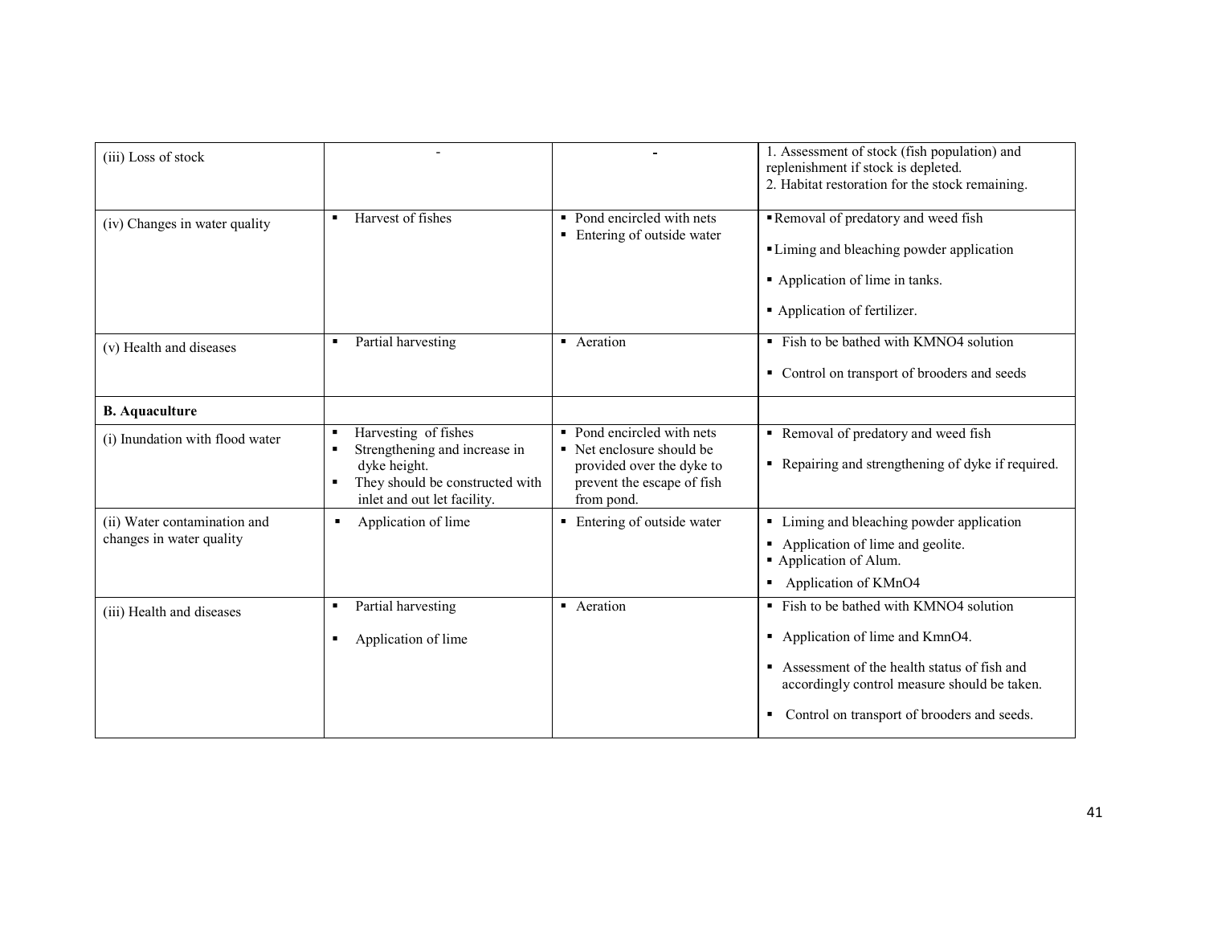| (iii) Loss of stock | - | - | 1. Assessment of stock (fish population) and replenishment if stock is depleted.<br>2. Habitat restoration for the stock remaining. |
|---|---|---|---|
| (iv) Changes in water quality | ▪ Harvest of fishes | ▪ Pond encircled with nets<br>▪ Entering of outside water | ▪ Removal of predatory and weed fish<br>▪ Liming and bleaching powder application<br>▪ Application of lime in tanks.<br>▪ Application of fertilizer. |
| (v) Health and diseases | ▪ Partial harvesting | ▪ Aeration | ▪ Fish to be bathed with KMNO4 solution<br>▪ Control on transport of brooders and seeds |
| **B. Aquaculture** | | | |
| (i) Inundation with flood water | ▪ Harvesting of fishes<br>▪ Strengthening and increase in dyke height.<br>▪ They should be constructed with inlet and out let facility. | ▪ Pond encircled with nets<br>▪ Net enclosure should be provided over the dyke to prevent the escape of fish from pond. | ▪ Removal of predatory and weed fish<br>▪ Repairing and strengthening of dyke if required. |
| (ii) Water contamination and changes in water quality | ▪ Application of lime | ▪ Entering of outside water | ▪ Liming and bleaching powder application<br>▪ Application of lime and geolite.<br>▪ Application of Alum.<br>▪ Application of KMnO4 |
| (iii) Health and diseases | ▪ Partial harvesting<br>▪ Application of lime | ▪ Aeration | ▪ Fish to be bathed with KMNO4 solution<br>▪ Application of lime and KmnO4.<br>▪ Assessment of the health status of fish and accordingly control measure should be taken.<br>▪ Control on transport of brooders and seeds. |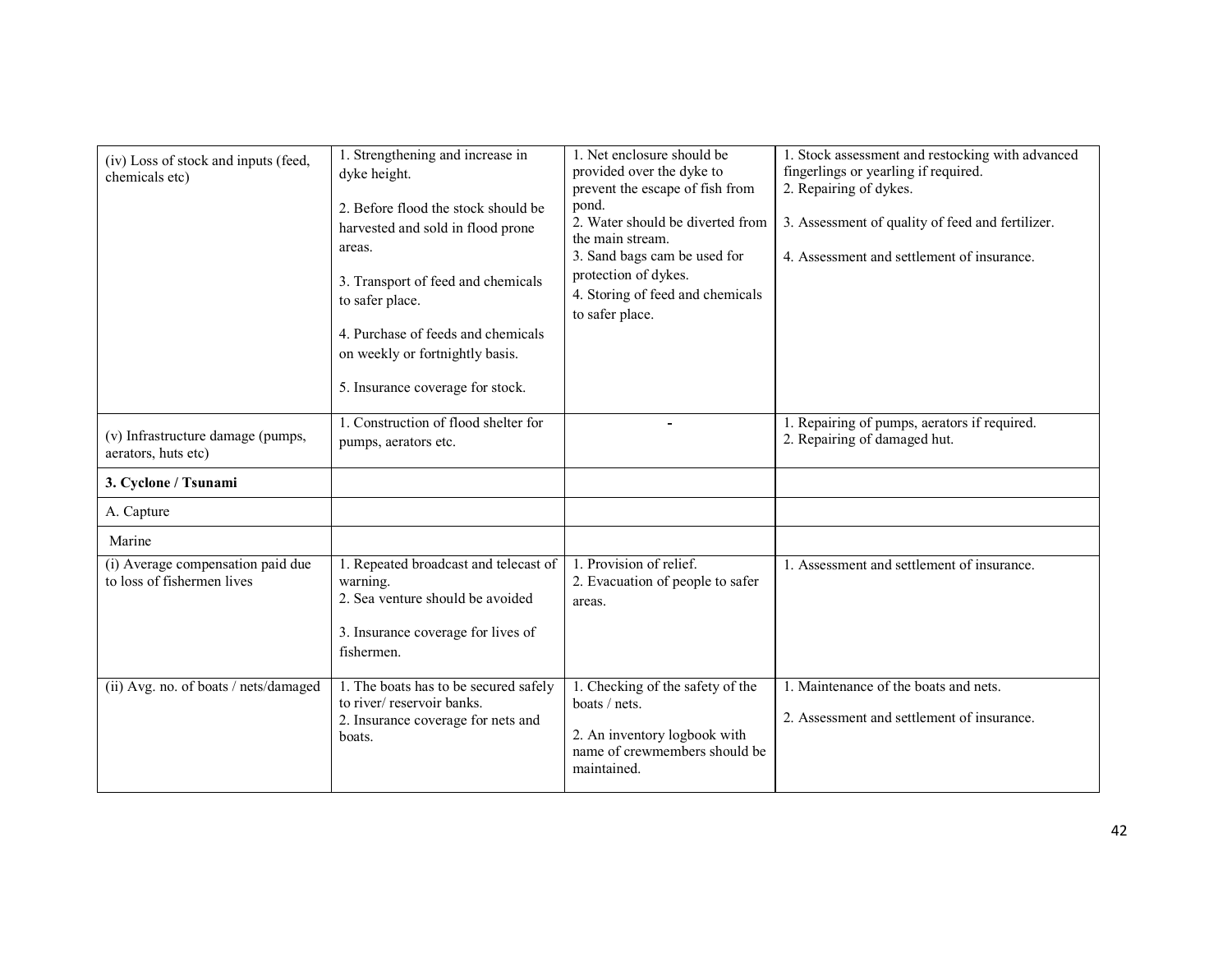| (iv) Loss of stock and inputs (feed, chemicals etc) | 1. Strengthening and increase in dyke height.<br><br>2. Before flood the stock should be harvested and sold in flood prone areas.<br><br>3. Transport of feed and chemicals to safer place.<br><br>4. Purchase of feeds and chemicals on weekly or fortnightly basis.<br><br>5. Insurance coverage for stock. | 1. Net enclosure should be provided over the dyke to prevent the escape of fish from pond.<br>2. Water should be diverted from the main stream.<br>3. Sand bags cam be used for protection of dykes.<br>4. Storing of feed and chemicals to safer place. | 1. Stock assessment and restocking with advanced fingerlings or yearling if required.<br>2. Repairing of dykes.<br><br>3. Assessment of quality of feed and fertilizer.<br><br>4. Assessment and settlement of insurance. |
|---|---|---|---|
| (v) Infrastructure damage (pumps, aerators, huts etc) | 1. Construction of flood shelter for pumps, aerators etc. | - | 1. Repairing of pumps, aerators if required.<br>2. Repairing of damaged hut. |
| **3. Cyclone / Tsunami** | | | |
| A. Capture | | | |
| Marine | | | |
| (i) Average compensation paid due to loss of fishermen lives | 1. Repeated broadcast and telecast of warning.<br>2. Sea venture should be avoided<br><br>3. Insurance coverage for lives of fishermen. | 1. Provision of relief.<br>2. Evacuation of people to safer areas. | 1. Assessment and settlement of insurance. |
| (ii) Avg. no. of boats / nets/damaged | 1. The boats has to be secured safely to river/ reservoir banks.<br>2. Insurance coverage for nets and boats. | 1. Checking of the safety of the boats / nets.<br><br>2. An inventory logbook with name of crewmembers should be maintained. | 1. Maintenance of the boats and nets.<br><br>2. Assessment and settlement of insurance. |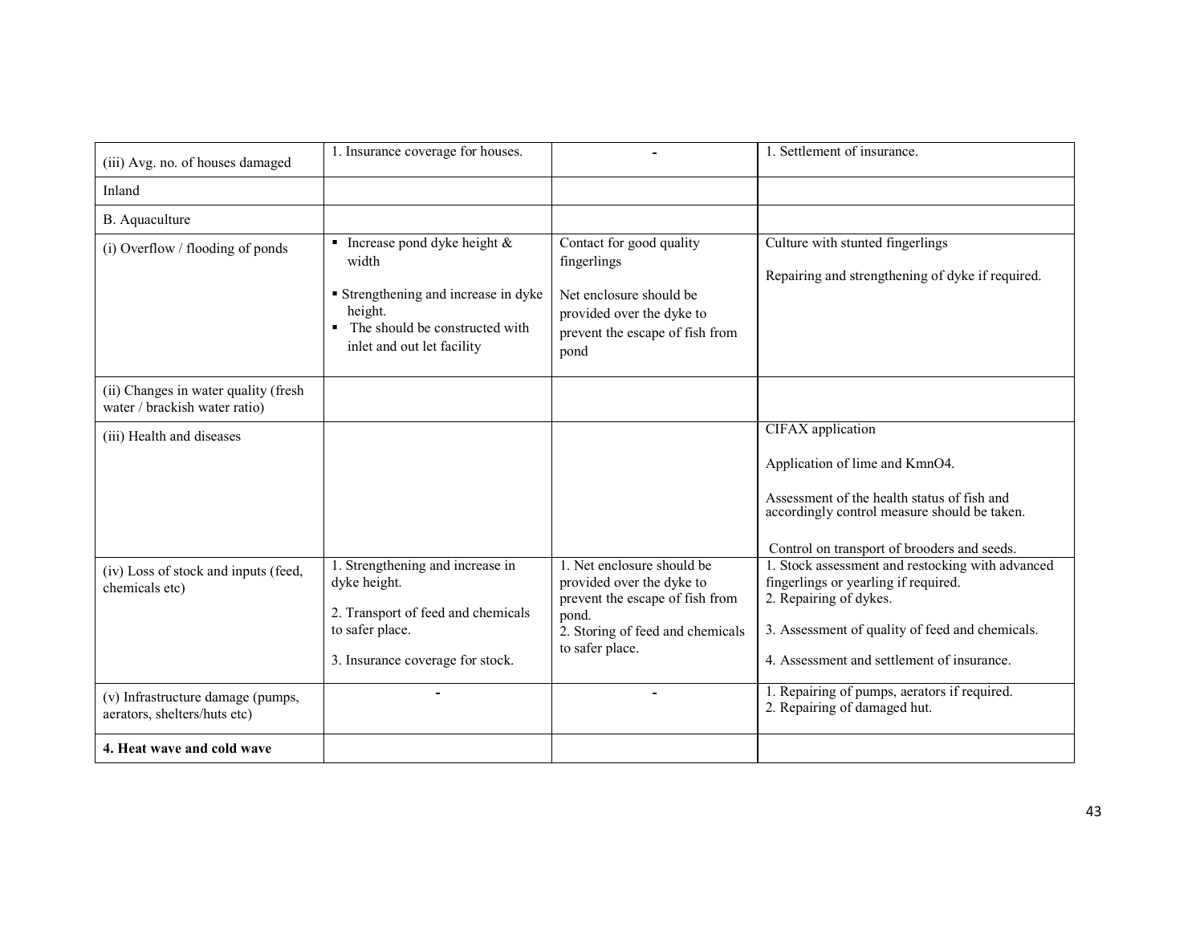| (iii) Avg. no. of houses damaged | 1. Insurance coverage for houses. | - | 1. Settlement of insurance. |
|---|---|---|---|
| Inland | | | |
| B. Aquaculture | | | |
| (i) Overflow / flooding of ponds | ▪ Increase pond dyke height & width<br><br>▪ Strengthening and increase in dyke height.<br>▪ The should be constructed with inlet and out let facility | Contact for good quality fingerlings<br><br>Net enclosure should be provided over the dyke to prevent the escape of fish from pond | Culture with stunted fingerlings<br><br>Repairing and strengthening of dyke if required. |
| (ii) Changes in water quality (fresh water / brackish water ratio) | | | |
| (iii) Health and diseases | | | CIFAX application<br><br>Application of lime and KmnO4.<br><br>Assessment of the health status of fish and accordingly control measure should be taken.<br><br>Control on transport of brooders and seeds. |
| (iv) Loss of stock and inputs (feed, chemicals etc) | 1. Strengthening and increase in dyke height.<br><br>2. Transport of feed and chemicals to safer place.<br><br>3. Insurance coverage for stock. | 1. Net enclosure should be provided over the dyke to prevent the escape of fish from pond.<br>2. Storing of feed and chemicals to safer place. | 1. Stock assessment and restocking with advanced fingerlings or yearling if required.<br>2. Repairing of dykes.<br><br>3. Assessment of quality of feed and chemicals.<br><br>4. Assessment and settlement of insurance. |
| (v) Infrastructure damage (pumps, aerators, shelters/huts etc) | - | - | 1. Repairing of pumps, aerators if required.<br>2. Repairing of damaged hut. |
| **4. Heat wave and cold wave** | | | |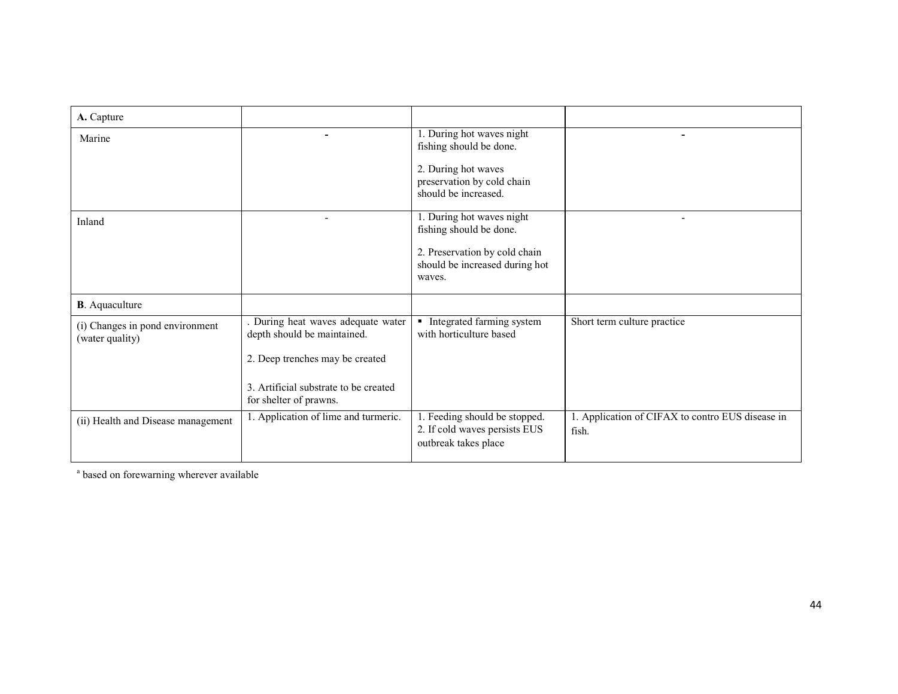| A. Capture | | | |
|---|---|---|---|
| Marine | - | 1. During hot waves night fishing should be done.<br><br>2. During hot waves preservation by cold chain should be increased. | - |
| Inland | - | 1. During hot waves night fishing should be done.<br><br>2. Preservation by cold chain should be increased during hot waves. | - |
| **B**. Aquaculture | | | |
| (i) Changes in pond environment (water quality) | . During heat waves adequate water depth should be maintained.<br><br>2. Deep trenches may be created<br><br>3. Artificial substrate to be created for shelter of prawns. | ▪ Integrated farming system with horticulture based | Short term culture practice |
| (ii) Health and Disease management | 1. Application of lime and turmeric. | 1. Feeding should be stopped.<br>2. If cold waves persists EUS outbreak takes place | 1. Application of CIFAX to contro EUS disease in fish. |

[a] based on forewarning wherever available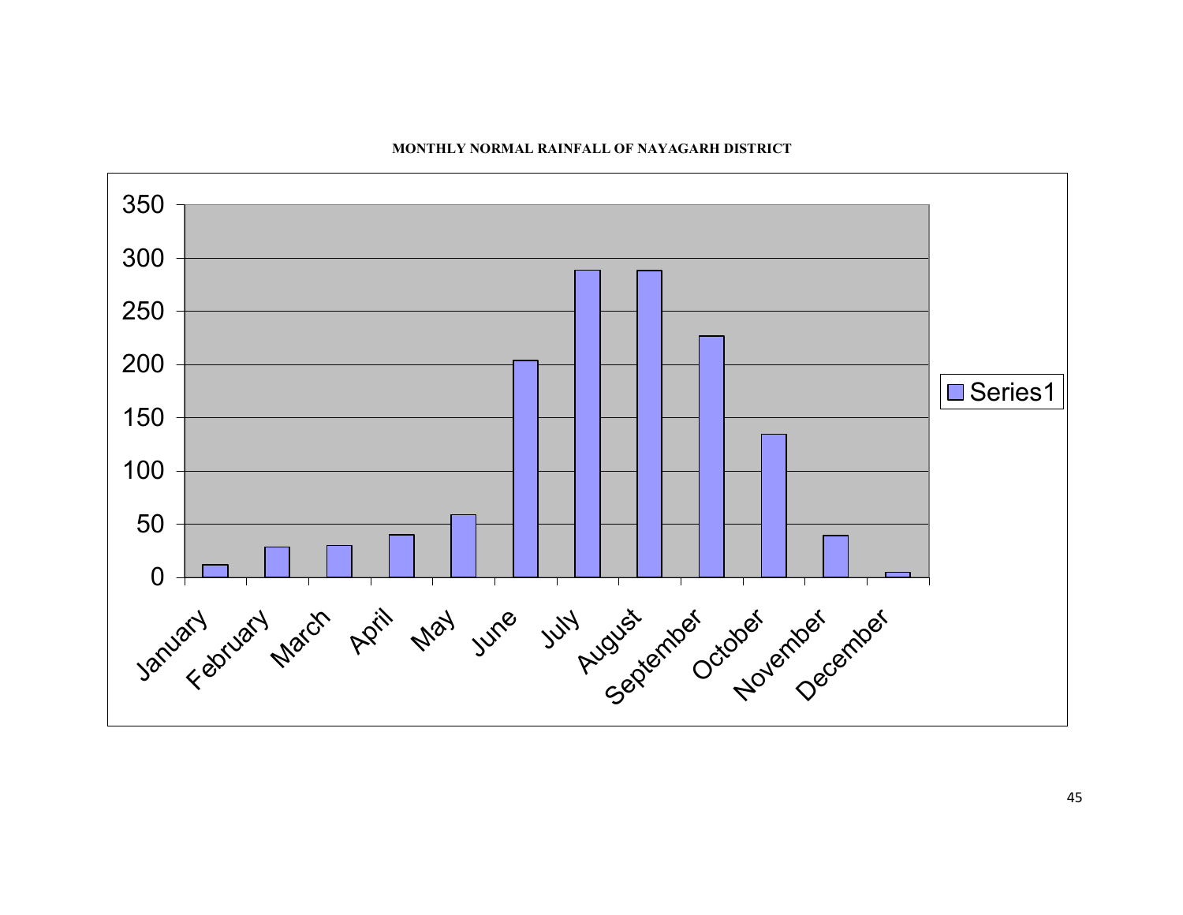**MONTHLY NORMAL RAINFALL OF NAYAGARH DISTRICT**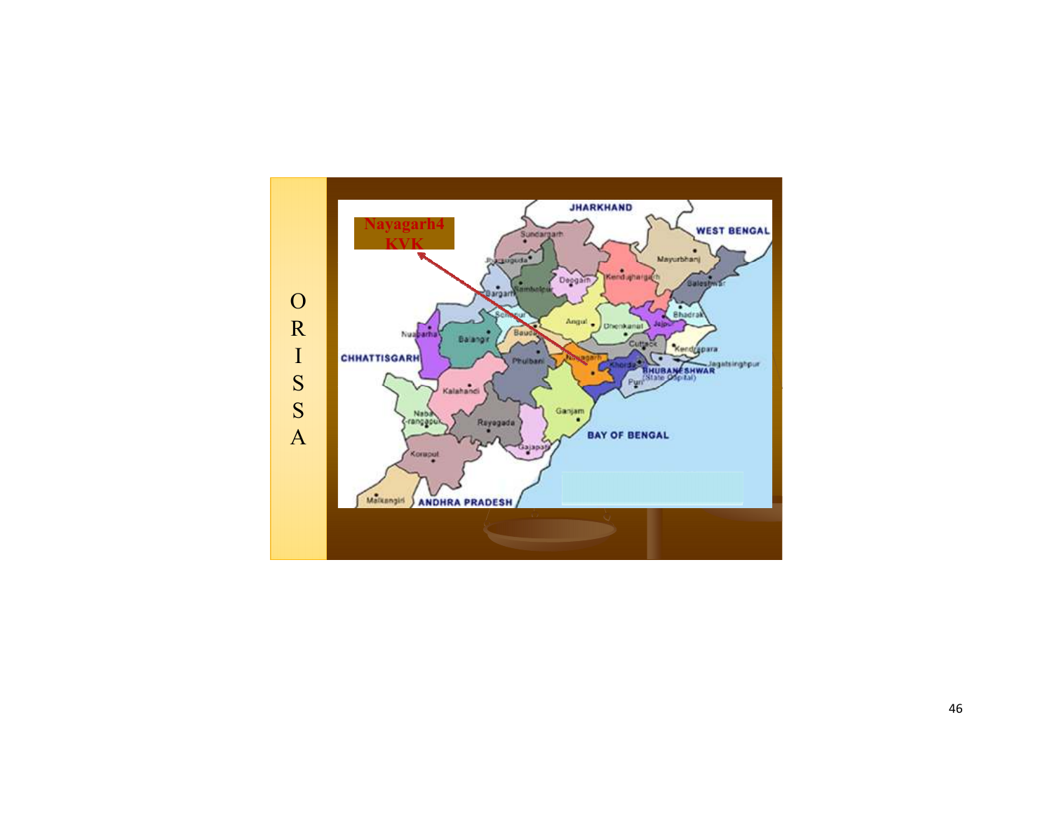ORISSA

Nayagarh4 KVK

JHARKHAND

WEST BENGAL

CHHATTISGARH

ANDHRA PRADESH

BAY OF BENGAL

Sundargarh, Jharsuguda, Bargarh, Sambalpur, Deogarh, Kendujhargarh, Mayurbhanj, Baleshwar, Bhadrak, Jajpur, Kendrapara, Jagatsinghpur, Cuttack, Dhenkanal, Angul, Sonepur, Baudh, Balangir, Nuaparha, Phulbani, Nayagarh, Khorda, BHUBANESHWAR (State Capital), Puri, Ganjam, Kalahandi, Nabarangpur, Rayagada, Gajapati, Koraput, Malkangiri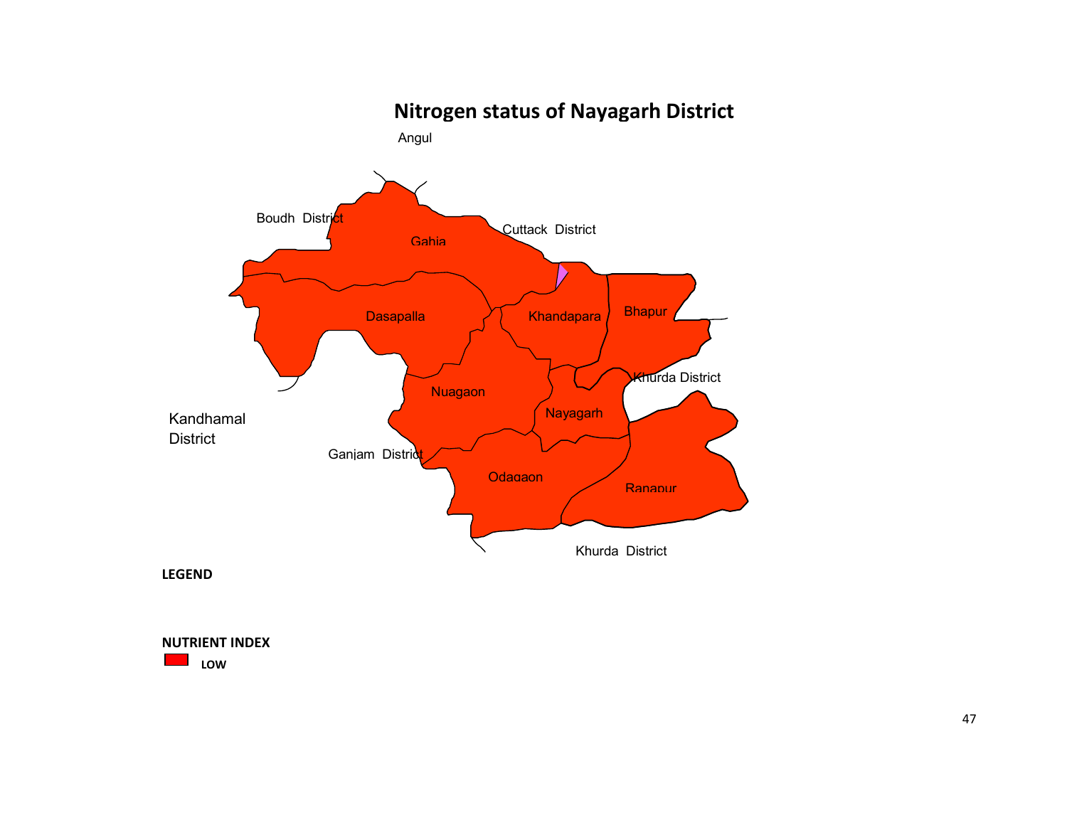# Nitrogen status of Nayagarh District

Angul

Boudh District

Cuttack District

Gahia

Dasapalla

Khandapara

Bhapur

Khurda District

Nuagaon

Nayagarh

Kandhamal District

Ganjam District

Odagaon

Ranapur

Khurda District

**LEGEND**

**NUTRIENT INDEX**

**LOW**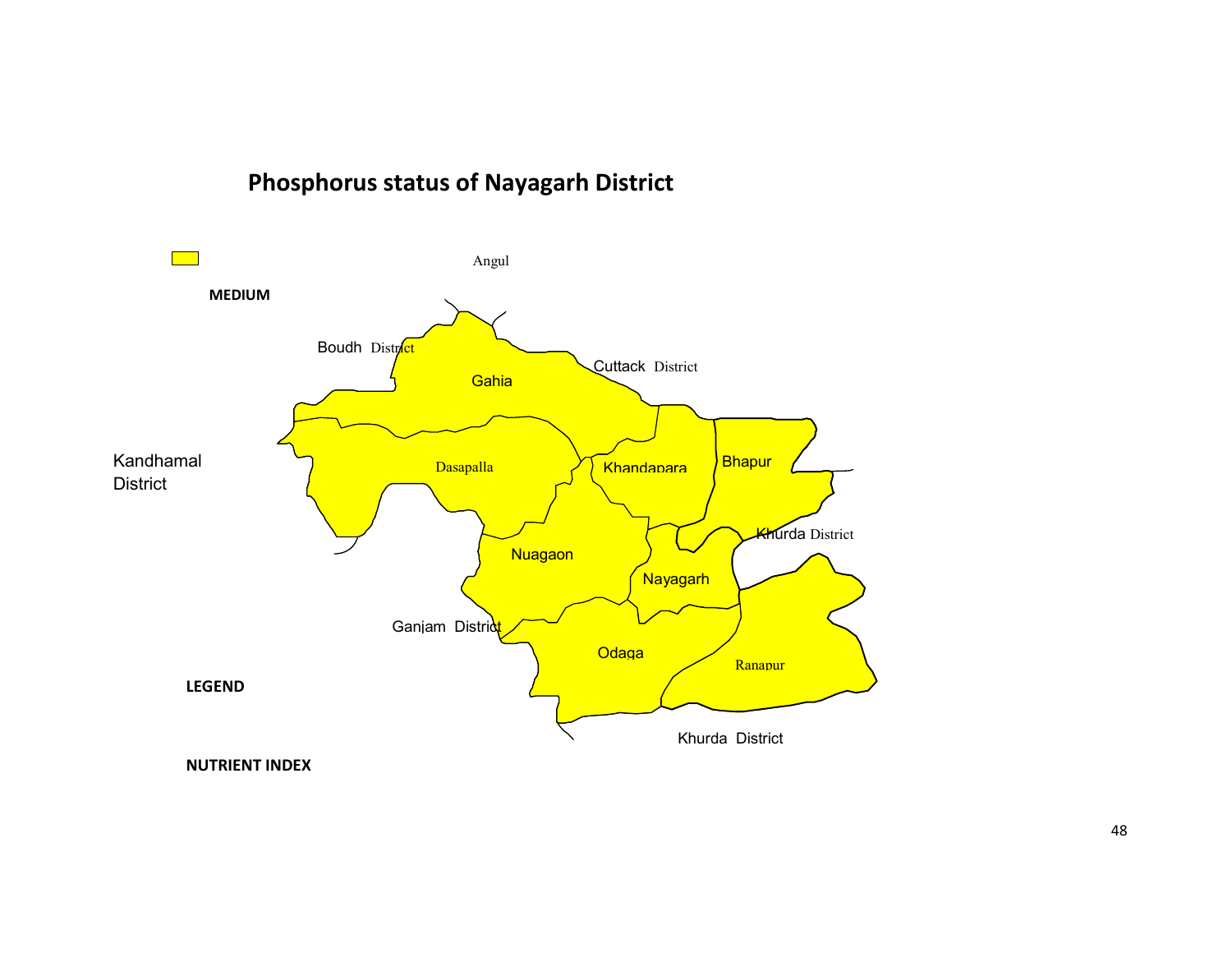# Phosphorus status of Nayagarh District

Angul

MEDIUM

Boudh District

Gahia

Cuttack District

Kandhamal District

Dasapalla

Khandapara

Bhapur

Khurda District

Nuagaon

Nayagarh

Ganjam District

Odaga

Ranapur

LEGEND

Khurda District

NUTRIENT INDEX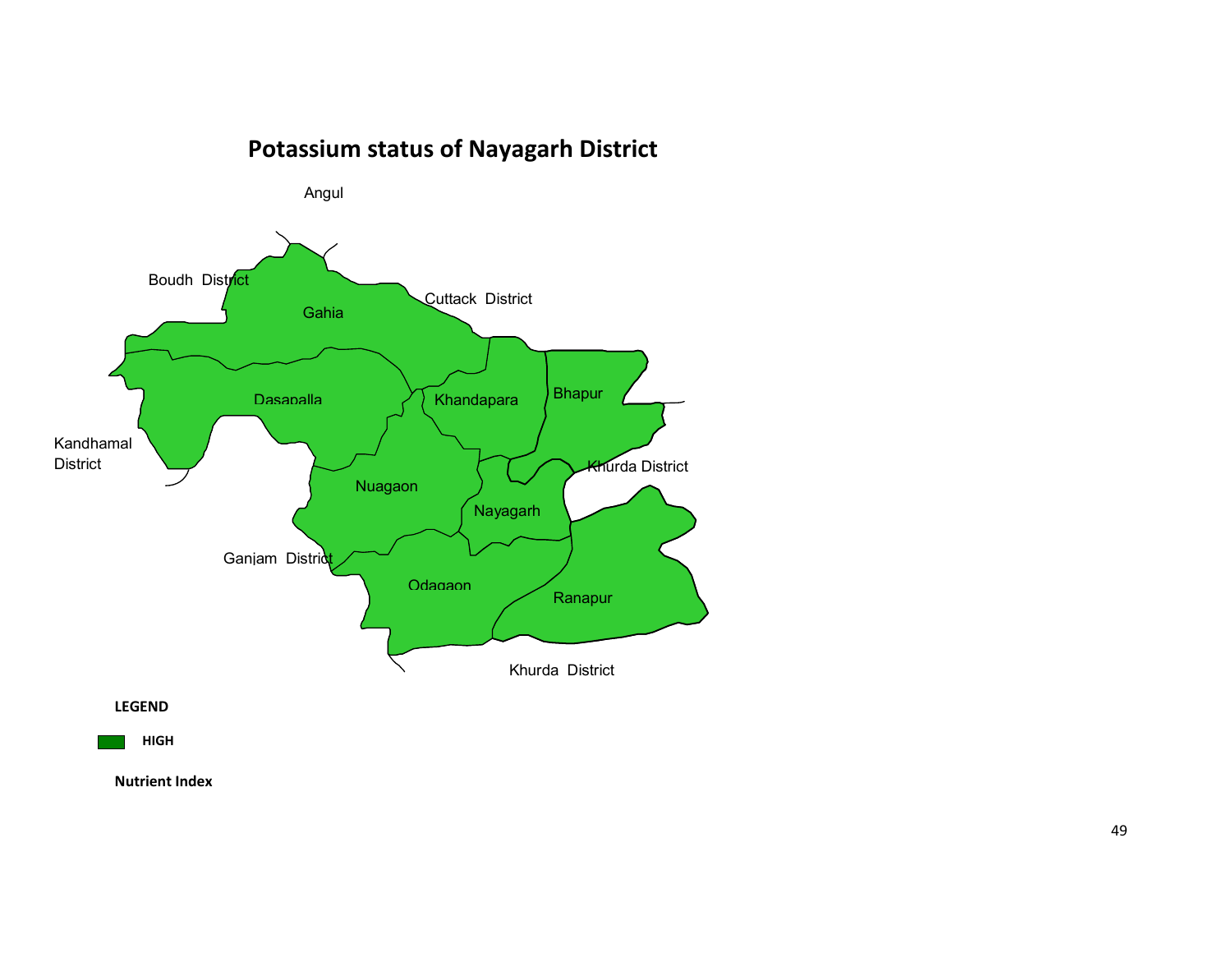## Potassium status of Nayagarh District

Angul

Boudh District

Cuttack District

Gahia

Dasapalla

Khandapara

Bhapur

Kandhamal District

Nuagaon

Khurda District

Nayagarh

Ganjam District

Odagaon

Ranapur

Khurda District

**LEGEND**

**HIGH**

**Nutrient Index**